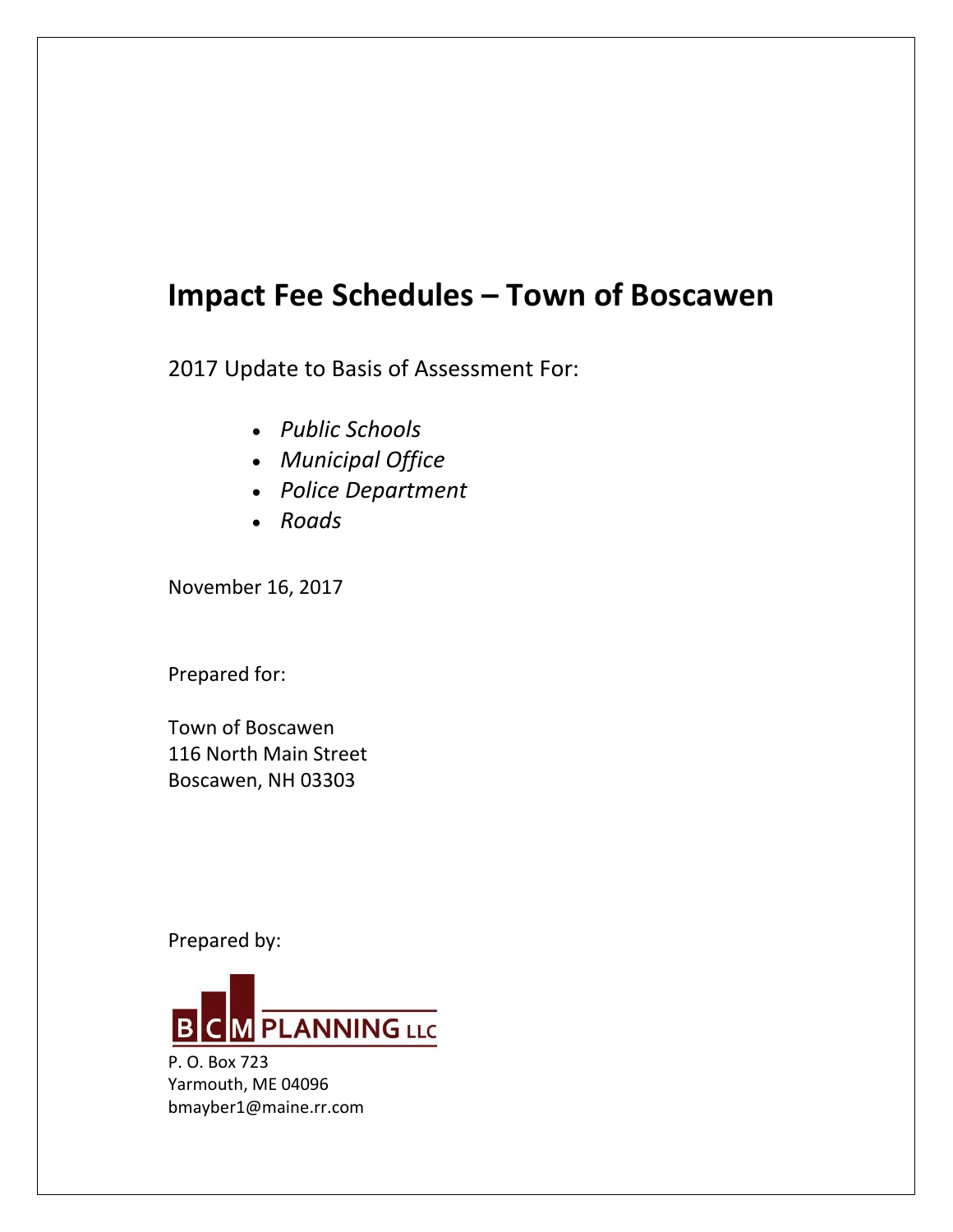# Impact Fee Schedules – Town of Boscawen

2017 Update to Basis of Assessment For:

- *Public Schools*
- *Municipal Office*
- *Police Department*
- *Roads*

November 16, 2017

Prepared for:

Town of Boscawen
116 North Main Street
Boscawen, NH 03303

Prepared by:

BCM PLANNING LLC
P. O. Box 723
Yarmouth, ME 04096
bmayber1@maine.rr.com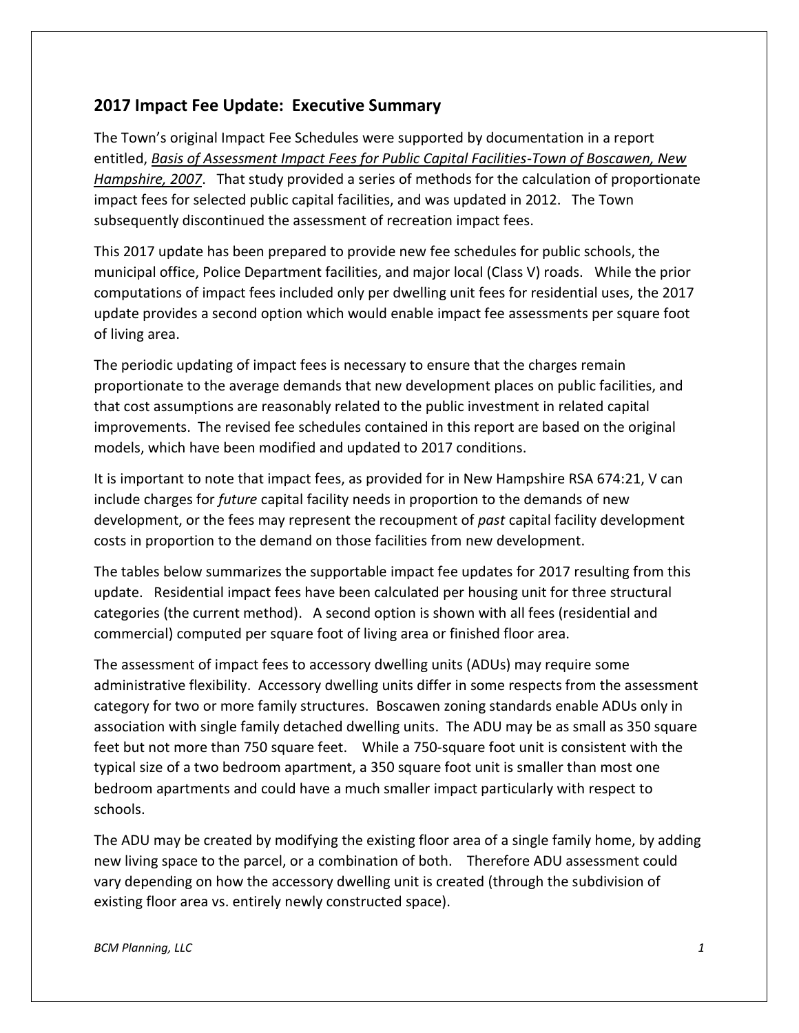## 2017 Impact Fee Update: Executive Summary

The Town's original Impact Fee Schedules were supported by documentation in a report entitled, ***Basis of Assessment Impact Fees for Public Capital Facilities-Town of Boscawen, New Hampshire, 2007***. That study provided a series of methods for the calculation of proportionate impact fees for selected public capital facilities, and was updated in 2012. The Town subsequently discontinued the assessment of recreation impact fees.

This 2017 update has been prepared to provide new fee schedules for public schools, the municipal office, Police Department facilities, and major local (Class V) roads. While the prior computations of impact fees included only per dwelling unit fees for residential uses, the 2017 update provides a second option which would enable impact fee assessments per square foot of living area.

The periodic updating of impact fees is necessary to ensure that the charges remain proportionate to the average demands that new development places on public facilities, and that cost assumptions are reasonably related to the public investment in related capital improvements. The revised fee schedules contained in this report are based on the original models, which have been modified and updated to 2017 conditions.

It is important to note that impact fees, as provided for in New Hampshire RSA 674:21, V can include charges for *future* capital facility needs in proportion to the demands of new development, or the fees may represent the recoupment of *past* capital facility development costs in proportion to the demand on those facilities from new development.

The tables below summarizes the supportable impact fee updates for 2017 resulting from this update. Residential impact fees have been calculated per housing unit for three structural categories (the current method). A second option is shown with all fees (residential and commercial) computed per square foot of living area or finished floor area.

The assessment of impact fees to accessory dwelling units (ADUs) may require some administrative flexibility. Accessory dwelling units differ in some respects from the assessment category for two or more family structures. Boscawen zoning standards enable ADUs only in association with single family detached dwelling units. The ADU may be as small as 350 square feet but not more than 750 square feet. While a 750-square foot unit is consistent with the typical size of a two bedroom apartment, a 350 square foot unit is smaller than most one bedroom apartments and could have a much smaller impact particularly with respect to schools.

The ADU may be created by modifying the existing floor area of a single family home, by adding new living space to the parcel, or a combination of both. Therefore ADU assessment could vary depending on how the accessory dwelling unit is created (through the subdivision of existing floor area vs. entirely newly constructed space).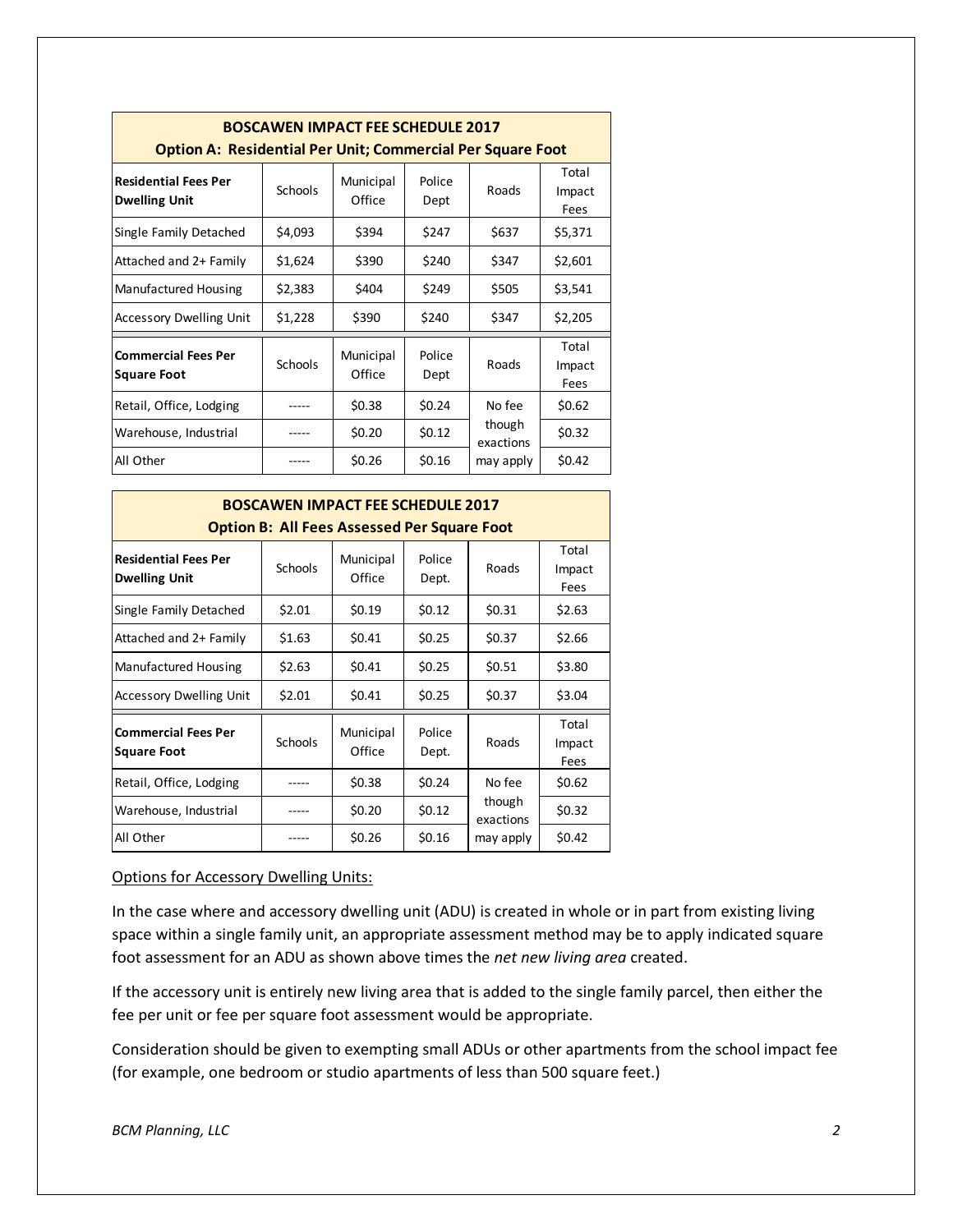| BOSCAWEN IMPACT FEE SCHEDULE 2017<br>Option A: Residential Per Unit; Commercial Per Square Foot | | | | | |
|---|---|---|---|---|---|
| **Residential Fees Per Dwelling Unit** | Schools | Municipal Office | Police Dept | Roads | Total Impact Fees |
| Single Family Detached | $4,093 | $394 | $247 | $637 | $5,371 |
| Attached and 2+ Family | $1,624 | $390 | $240 | $347 | $2,601 |
| Manufactured Housing | $2,383 | $404 | $249 | $505 | $3,541 |
| Accessory Dwelling Unit | $1,228 | $390 | $240 | $347 | $2,205 |
| **Commercial Fees Per Square Foot** | Schools | Municipal Office | Police Dept | Roads | Total Impact Fees |
| Retail, Office, Lodging | ----- | $0.38 | $0.24 | No fee though exactions may apply | $0.62 |
| Warehouse, Industrial | ----- | $0.20 | $0.12 | | $0.32 |
| All Other | ----- | $0.26 | $0.16 | | $0.42 |

| BOSCAWEN IMPACT FEE SCHEDULE 2017<br>Option B: All Fees Assessed Per Square Foot | | | | | |
|---|---|---|---|---|---|
| **Residential Fees Per Dwelling Unit** | Schools | Municipal Office | Police Dept. | Roads | Total Impact Fees |
| Single Family Detached | $2.01 | $0.19 | $0.12 | $0.31 | $2.63 |
| Attached and 2+ Family | $1.63 | $0.41 | $0.25 | $0.37 | $2.66 |
| Manufactured Housing | $2.63 | $0.41 | $0.25 | $0.51 | $3.80 |
| Accessory Dwelling Unit | $2.01 | $0.41 | $0.25 | $0.37 | $3.04 |
| **Commercial Fees Per Square Foot** | Schools | Municipal Office | Police Dept. | Roads | Total Impact Fees |
| Retail, Office, Lodging | ----- | $0.38 | $0.24 | No fee though exactions may apply | $0.62 |
| Warehouse, Industrial | ----- | $0.20 | $0.12 | | $0.32 |
| All Other | ----- | $0.26 | $0.16 | | $0.42 |

Options for Accessory Dwelling Units:

In the case where and accessory dwelling unit (ADU) is created in whole or in part from existing living space within a single family unit, an appropriate assessment method may be to apply indicated square foot assessment for an ADU as shown above times the *net new living area* created.

If the accessory unit is entirely new living area that is added to the single family parcel, then either the fee per unit or fee per square foot assessment would be appropriate.

Consideration should be given to exempting small ADUs or other apartments from the school impact fee (for example, one bedroom or studio apartments of less than 500 square feet.)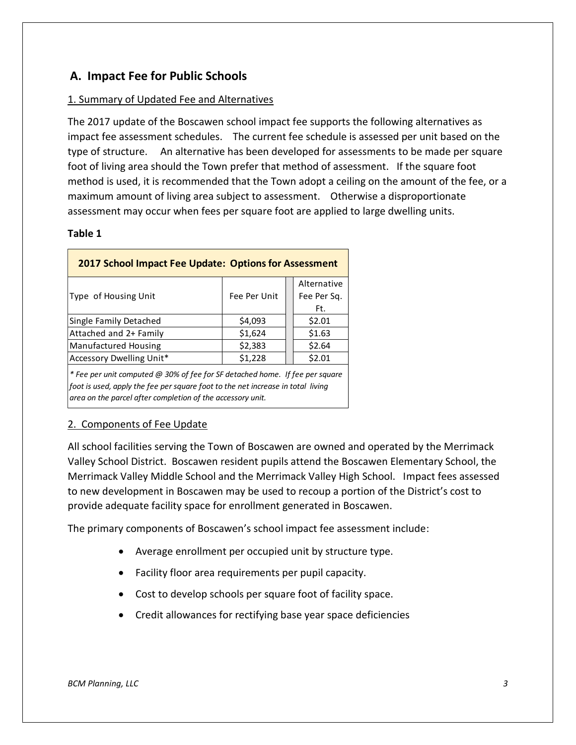## A. Impact Fee for Public Schools

1. Summary of Updated Fee and Alternatives

The 2017 update of the Boscawen school impact fee supports the following alternatives as impact fee assessment schedules. The current fee schedule is assessed per unit based on the type of structure. An alternative has been developed for assessments to be made per square foot of living area should the Town prefer that method of assessment. If the square foot method is used, it is recommended that the Town adopt a ceiling on the amount of the fee, or a maximum amount of living area subject to assessment. Otherwise a disproportionate assessment may occur when fees per square foot are applied to large dwelling units.

**Table 1**

| **2017 School Impact Fee Update: Options for Assessment** | | |
|---|---|---|
| Type of Housing Unit | Fee Per Unit | Alternative Fee Per Sq. Ft. |
| Single Family Detached | $4,093 | $2.01 |
| Attached and 2+ Family | $1,624 | $1.63 |
| Manufactured Housing | $2,383 | $2.64 |
| Accessory Dwelling Unit* | $1,228 | $2.01 |

*\* Fee per unit computed @ 30% of fee for SF detached home. If fee per square foot is used, apply the fee per square foot to the net increase in total living area on the parcel after completion of the accessory unit.*

2. Components of Fee Update

All school facilities serving the Town of Boscawen are owned and operated by the Merrimack Valley School District. Boscawen resident pupils attend the Boscawen Elementary School, the Merrimack Valley Middle School and the Merrimack Valley High School. Impact fees assessed to new development in Boscawen may be used to recoup a portion of the District's cost to provide adequate facility space for enrollment generated in Boscawen.

The primary components of Boscawen's school impact fee assessment include:

- Average enrollment per occupied unit by structure type.
- Facility floor area requirements per pupil capacity.
- Cost to develop schools per square foot of facility space.
- Credit allowances for rectifying base year space deficiencies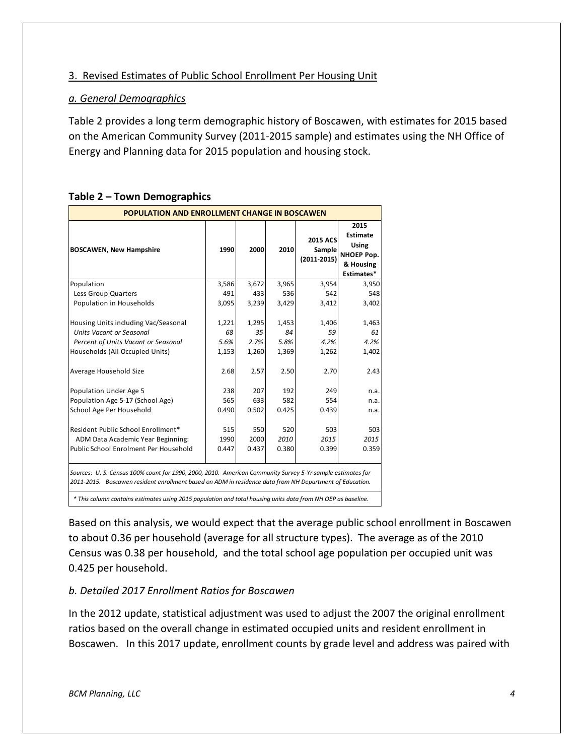## 3. Revised Estimates of Public School Enrollment Per Housing Unit

### *a. General Demographics*

Table 2 provides a long term demographic history of Boscawen, with estimates for 2015 based on the American Community Survey (2011-2015 sample) and estimates using the NH Office of Energy and Planning data for 2015 population and housing stock.

**Table 2 – Town Demographics**

| POPULATION AND ENROLLMENT CHANGE IN BOSCAWEN | | | | | |
|---|---|---|---|---|---|
| **BOSCAWEN, New Hampshire** | **1990** | **2000** | **2010** | **2015 ACS Sample (2011-2015)** | **2015 Estimate Using NHOEP Pop. & Housing Estimates*** |
| Population | 3,586 | 3,672 | 3,965 | 3,954 | 3,950 |
| Less Group Quarters | 491 | 433 | 536 | 542 | 548 |
| Population in Households | 3,095 | 3,239 | 3,429 | 3,412 | 3,402 |
| | | | | | |
| Housing Units including Vac/Seasonal | 1,221 | 1,295 | 1,453 | 1,406 | 1,463 |
| *Units Vacant or Seasonal* | *68* | *35* | *84* | *59* | *61* |
| *Percent of Units Vacant or Seasonal* | *5.6%* | *2.7%* | *5.8%* | *4.2%* | *4.2%* |
| Households (All Occupied Units) | 1,153 | 1,260 | 1,369 | 1,262 | 1,402 |
| | | | | | |
| Average Household Size | 2.68 | 2.57 | 2.50 | 2.70 | 2.43 |
| | | | | | |
| Population Under Age 5 | 238 | 207 | 192 | 249 | n.a. |
| Population Age 5-17 (School Age) | 565 | 633 | 582 | 554 | n.a. |
| School Age Per Household | 0.490 | 0.502 | 0.425 | 0.439 | n.a. |
| | | | | | |
| Resident Public School Enrollment* | 515 | 550 | 520 | 503 | 503 |
| ADM Data Academic Year Beginning: | 1990 | 2000 | *2010* | *2015* | *2015* |
| Public School Enrolment Per Household | 0.447 | 0.437 | 0.380 | 0.399 | 0.359 |

*Sources: U. S. Census 100% count for 1990, 2000, 2010. American Community Survey 5-Yr sample estimates for 2011-2015. Boscawen resident enrollment based on ADM in residence data from NH Department of Education.*

*\* This column contains estimates using 2015 population and total housing units data from NH OEP as baseline.*

Based on this analysis, we would expect that the average public school enrollment in Boscawen to about 0.36 per household (average for all structure types). The average as of the 2010 Census was 0.38 per household, and the total school age population per occupied unit was 0.425 per household.

### *b. Detailed 2017 Enrollment Ratios for Boscawen*

In the 2012 update, statistical adjustment was used to adjust the 2007 the original enrollment ratios based on the overall change in estimated occupied units and resident enrollment in Boscawen. In this 2017 update, enrollment counts by grade level and address was paired with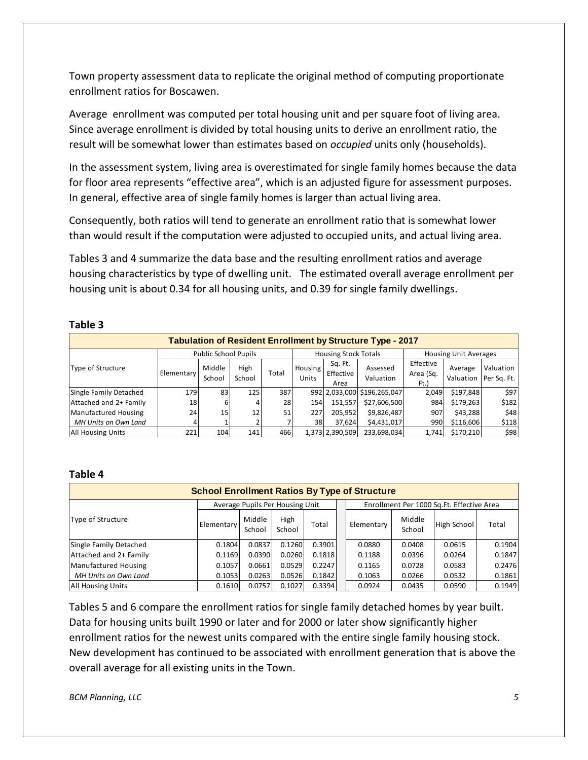Town property assessment data to replicate the original method of computing proportionate enrollment ratios for Boscawen.

Average enrollment was computed per total housing unit and per square foot of living area. Since average enrollment is divided by total housing units to derive an enrollment ratio, the result will be somewhat lower than estimates based on *occupied* units only (households).

In the assessment system, living area is overestimated for single family homes because the data for floor area represents "effective area", which is an adjusted figure for assessment purposes. In general, effective area of single family homes is larger than actual living area.

Consequently, both ratios will tend to generate an enrollment ratio that is somewhat lower than would result if the computation were adjusted to occupied units, and actual living area.

Tables 3 and 4 summarize the data base and the resulting enrollment ratios and average housing characteristics by type of dwelling unit. The estimated overall average enrollment per housing unit is about 0.34 for all housing units, and 0.39 for single family dwellings.

**Table 3**

| Tabulation of Resident Enrollment by Structure Type - 2017 | | | | | | | | | | |
|---|---|---|---|---|---|---|---|---|---|---|
| | Public School Pupils | | | | Housing Stock Totals | | | Housing Unit Averages | | |
| Type of Structure | Elementary | Middle School | High School | Total | Housing Units | Sq. Ft. Effective Area | Assessed Valuation | Effective Area (Sq. Ft.) | Average Valuation | Valuation Per Sq. Ft. |
| Single Family Detached | 179 | 83 | 125 | 387 | 992 | 2,033,000 | $196,265,047 | 2,049 | $197,848 | $97 |
| Attached and 2+ Family | 18 | 6 | 4 | 28 | 154 | 151,557 | $27,606,500 | 984 | $179,263 | $182 |
| Manufactured Housing | 24 | 15 | 12 | 51 | 227 | 205,952 | $9,826,487 | 907 | $43,288 | $48 |
| *MH Units on Own Land* | 4 | 1 | 2 | 7 | 38 | 37,624 | $4,431,017 | 990 | $116,606 | $118 |
| All Housing Units | 221 | 104 | 141 | 466 | 1,373 | 2,390,509 | 233,698,034 | 1,741 | $170,210 | $98 |

**Table 4**

| School Enrollment Ratios By Type of Structure | | | | | | | | |
|---|---|---|---|---|---|---|---|---|
| | Average Pupils Per Housing Unit | | | | Enrollment Per 1000 Sq.Ft. Effective Area | | | |
| Type of Structure | Elementary | Middle School | High School | Total | Elementary | Middle School | High School | Total |
| Single Family Detached | 0.1804 | 0.0837 | 0.1260 | 0.3901 | 0.0880 | 0.0408 | 0.0615 | 0.1904 |
| Attached and 2+ Family | 0.1169 | 0.0390 | 0.0260 | 0.1818 | 0.1188 | 0.0396 | 0.0264 | 0.1847 |
| Manufactured Housing | 0.1057 | 0.0661 | 0.0529 | 0.2247 | 0.1165 | 0.0728 | 0.0583 | 0.2476 |
| *MH Units on Own Land* | 0.1053 | 0.0263 | 0.0526 | 0.1842 | 0.1063 | 0.0266 | 0.0532 | 0.1861 |
| All Housing Units | 0.1610 | 0.0757 | 0.1027 | 0.3394 | 0.0924 | 0.0435 | 0.0590 | 0.1949 |

Tables 5 and 6 compare the enrollment ratios for single family detached homes by year built. Data for housing units built 1990 or later and for 2000 or later show significantly higher enrollment ratios for the newest units compared with the entire single family housing stock. New development has continued to be associated with enrollment generation that is above the overall average for all existing units in the Town.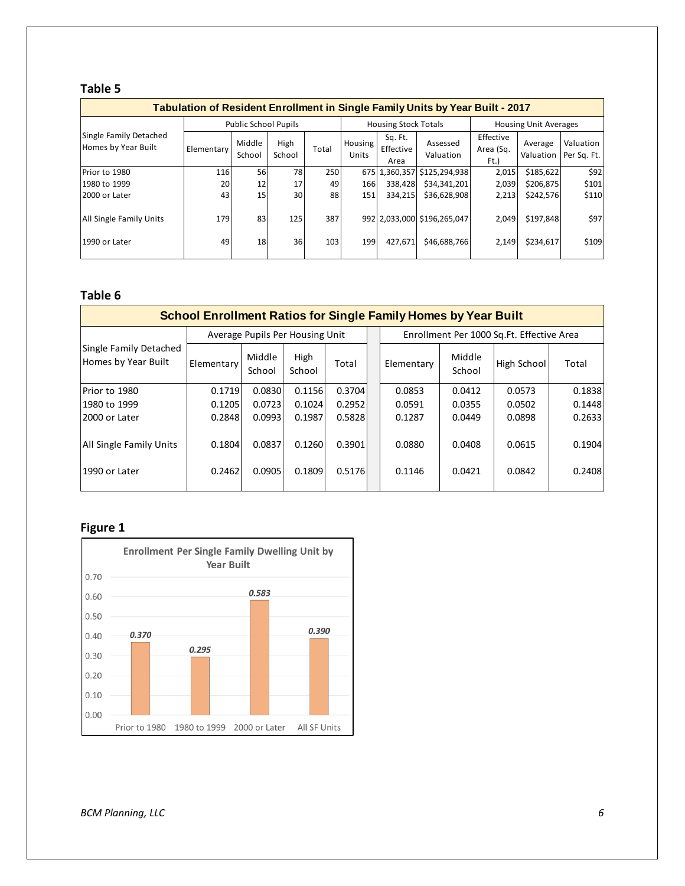## Table 5

| Tabulation of Resident Enrollment in Single Family Units by Year Built - 2017 | | | | | | | | | | |
|---|---|---|---|---|---|---|---|---|---|---|
| | Public School Pupils | | | | Housing Stock Totals | | | Housing Unit Averages | | |
| Single Family Detached Homes by Year Built | Elementary | Middle School | High School | Total | Housing Units | Sq. Ft. Effective Area | Assessed Valuation | Effective Area (Sq. Ft.) | Average Valuation | Valuation Per Sq. Ft. |
| Prior to 1980 | 116 | 56 | 78 | 250 | 675 | 1,360,357 | $125,294,938 | 2,015 | $185,622 | $92 |
| 1980 to 1999 | 20 | 12 | 17 | 49 | 166 | 338,428 | $34,341,201 | 2,039 | $206,875 | $101 |
| 2000 or Later | 43 | 15 | 30 | 88 | 151 | 334,215 | $36,628,908 | 2,213 | $242,576 | $110 |
| All Single Family Units | 179 | 83 | 125 | 387 | 992 | 2,033,000 | $196,265,047 | 2,049 | $197,848 | $97 |
| 1990 or Later | 49 | 18 | 36 | 103 | 199 | 427,671 | $46,688,766 | 2,149 | $234,617 | $109 |

## Table 6

| School Enrollment Ratios for Single Family Homes by Year Built | | | | | | | | |
|---|---|---|---|---|---|---|---|---|
| | Average Pupils Per Housing Unit | | | | Enrollment Per 1000 Sq.Ft. Effective Area | | | |
| Single Family Detached Homes by Year Built | Elementary | Middle School | High School | Total | Elementary | Middle School | High School | Total |
| Prior to 1980 | 0.1719 | 0.0830 | 0.1156 | 0.3704 | 0.0853 | 0.0412 | 0.0573 | 0.1838 |
| 1980 to 1999 | 0.1205 | 0.0723 | 0.1024 | 0.2952 | 0.0591 | 0.0355 | 0.0502 | 0.1448 |
| 2000 or Later | 0.2848 | 0.0993 | 0.1987 | 0.5828 | 0.1287 | 0.0449 | 0.0898 | 0.2633 |
| All Single Family Units | 0.1804 | 0.0837 | 0.1260 | 0.3901 | 0.0880 | 0.0408 | 0.0615 | 0.1904 |
| 1990 or Later | 0.2462 | 0.0905 | 0.1809 | 0.5176 | 0.1146 | 0.0421 | 0.0842 | 0.2408 |

## Figure 1

Enrollment Per Single Family Dwelling Unit by Year Built

| Year Built | Enrollment Per Unit |
|---|---|
| Prior to 1980 | 0.370 |
| 1980 to 1999 | 0.295 |
| 2000 or Later | 0.583 |
| All SF Units | 0.390 |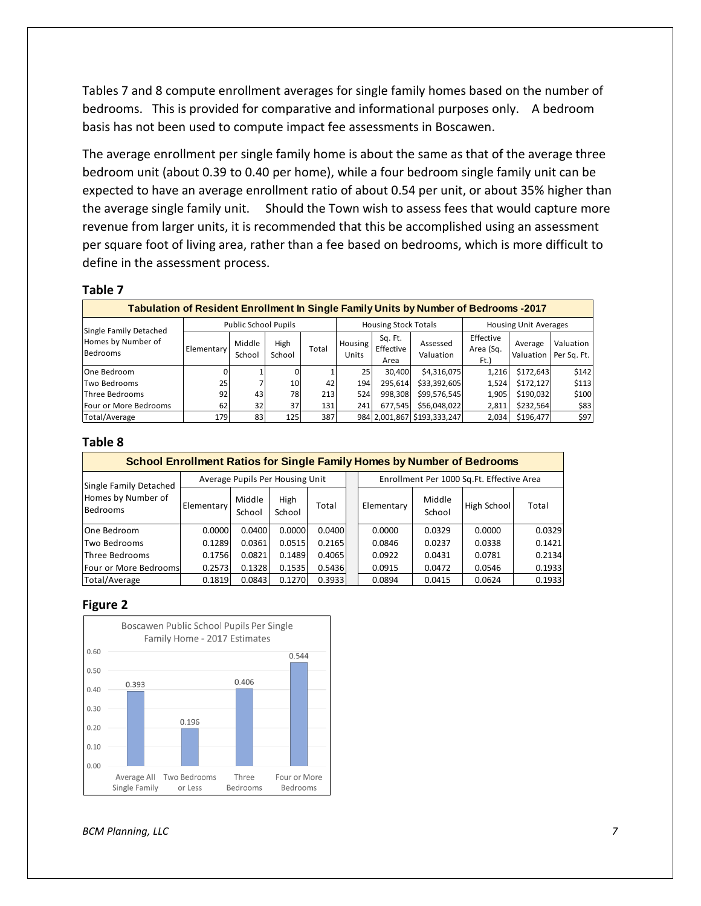Tables 7 and 8 compute enrollment averages for single family homes based on the number of bedrooms. This is provided for comparative and informational purposes only. A bedroom basis has not been used to compute impact fee assessments in Boscawen.

The average enrollment per single family home is about the same as that of the average three bedroom unit (about 0.39 to 0.40 per home), while a four bedroom single family unit can be expected to have an average enrollment ratio of about 0.54 per unit, or about 35% higher than the average single family unit. Should the Town wish to assess fees that would capture more revenue from larger units, it is recommended that this be accomplished using an assessment per square foot of living area, rather than a fee based on bedrooms, which is more difficult to define in the assessment process.

**Table 7**

**Tabulation of Resident Enrollment In Single Family Units by Number of Bedrooms -2017**

| Single Family Detached Homes by Number of Bedrooms | Public School Pupils | | | | Housing Stock Totals | | | Housing Unit Averages | | |
|---|---|---|---|---|---|---|---|---|---|---|
| | Elementary | Middle School | High School | Total | Housing Units | Sq. Ft. Effective Area | Assessed Valuation | Effective Area (Sq. Ft.) | Average Valuation | Valuation Per Sq. Ft. |
| One Bedroom | 0 | 1 | 0 | 1 | 25 | 30,400 | $4,316,075 | 1,216 | $172,643 | $142 |
| Two Bedrooms | 25 | 7 | 10 | 42 | 194 | 295,614 | $33,392,605 | 1,524 | $172,127 | $113 |
| Three Bedrooms | 92 | 43 | 78 | 213 | 524 | 998,308 | $99,576,545 | 1,905 | $190,032 | $100 |
| Four or More Bedrooms | 62 | 32 | 37 | 131 | 241 | 677,545 | $56,048,022 | 2,811 | $232,564 | $83 |
| Total/Average | 179 | 83 | 125 | 387 | 984 | 2,001,867 | $193,333,247 | 2,034 | $196,477 | $97 |

**Table 8**

**School Enrollment Ratios for Single Family Homes by Number of Bedrooms**

| Single Family Detached Homes by Number of Bedrooms | Average Pupils Per Housing Unit | | | | Enrollment Per 1000 Sq.Ft. Effective Area | | | |
|---|---|---|---|---|---|---|---|---|
| | Elementary | Middle School | High School | Total | Elementary | Middle School | High School | Total |
| One Bedroom | 0.0000 | 0.0400 | 0.0000 | 0.0400 | 0.0000 | 0.0329 | 0.0000 | 0.0329 |
| Two Bedrooms | 0.1289 | 0.0361 | 0.0515 | 0.2165 | 0.0846 | 0.0237 | 0.0338 | 0.1421 |
| Three Bedrooms | 0.1756 | 0.0821 | 0.1489 | 0.4065 | 0.0922 | 0.0431 | 0.0781 | 0.2134 |
| Four or More Bedrooms | 0.2573 | 0.1328 | 0.1535 | 0.5436 | 0.0915 | 0.0472 | 0.0546 | 0.1933 |
| Total/Average | 0.1819 | 0.0843 | 0.1270 | 0.3933 | 0.0894 | 0.0415 | 0.0624 | 0.1933 |

**Figure 2**

Boscawen Public School Pupils Per Single Family Home - 2017 Estimates

| Category | Pupils Per Home |
|---|---|
| Average All Single Family | 0.393 |
| Two Bedrooms or Less | 0.196 |
| Three Bedrooms | 0.406 |
| Four or More Bedrooms | 0.544 |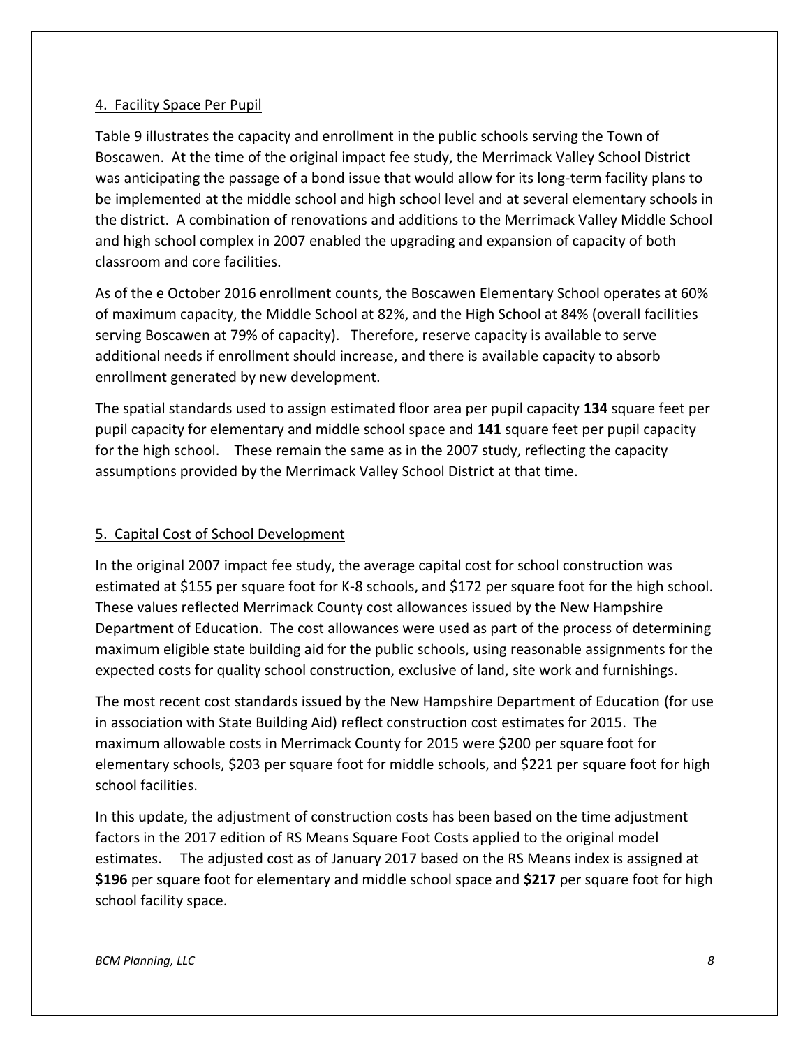## 4. Facility Space Per Pupil

Table 9 illustrates the capacity and enrollment in the public schools serving the Town of Boscawen. At the time of the original impact fee study, the Merrimack Valley School District was anticipating the passage of a bond issue that would allow for its long-term facility plans to be implemented at the middle school and high school level and at several elementary schools in the district. A combination of renovations and additions to the Merrimack Valley Middle School and high school complex in 2007 enabled the upgrading and expansion of capacity of both classroom and core facilities.

As of the e October 2016 enrollment counts, the Boscawen Elementary School operates at 60% of maximum capacity, the Middle School at 82%, and the High School at 84% (overall facilities serving Boscawen at 79% of capacity). Therefore, reserve capacity is available to serve additional needs if enrollment should increase, and there is available capacity to absorb enrollment generated by new development.

The spatial standards used to assign estimated floor area per pupil capacity **134** square feet per pupil capacity for elementary and middle school space and **141** square feet per pupil capacity for the high school. These remain the same as in the 2007 study, reflecting the capacity assumptions provided by the Merrimack Valley School District at that time.

## 5. Capital Cost of School Development

In the original 2007 impact fee study, the average capital cost for school construction was estimated at $155 per square foot for K-8 schools, and $172 per square foot for the high school. These values reflected Merrimack County cost allowances issued by the New Hampshire Department of Education. The cost allowances were used as part of the process of determining maximum eligible state building aid for the public schools, using reasonable assignments for the expected costs for quality school construction, exclusive of land, site work and furnishings.

The most recent cost standards issued by the New Hampshire Department of Education (for use in association with State Building Aid) reflect construction cost estimates for 2015. The maximum allowable costs in Merrimack County for 2015 were $200 per square foot for elementary schools, $203 per square foot for middle schools, and $221 per square foot for high school facilities.

In this update, the adjustment of construction costs has been based on the time adjustment factors in the 2017 edition of RS Means Square Foot Costs applied to the original model estimates. The adjusted cost as of January 2017 based on the RS Means index is assigned at **$196** per square foot for elementary and middle school space and **$217** per square foot for high school facility space.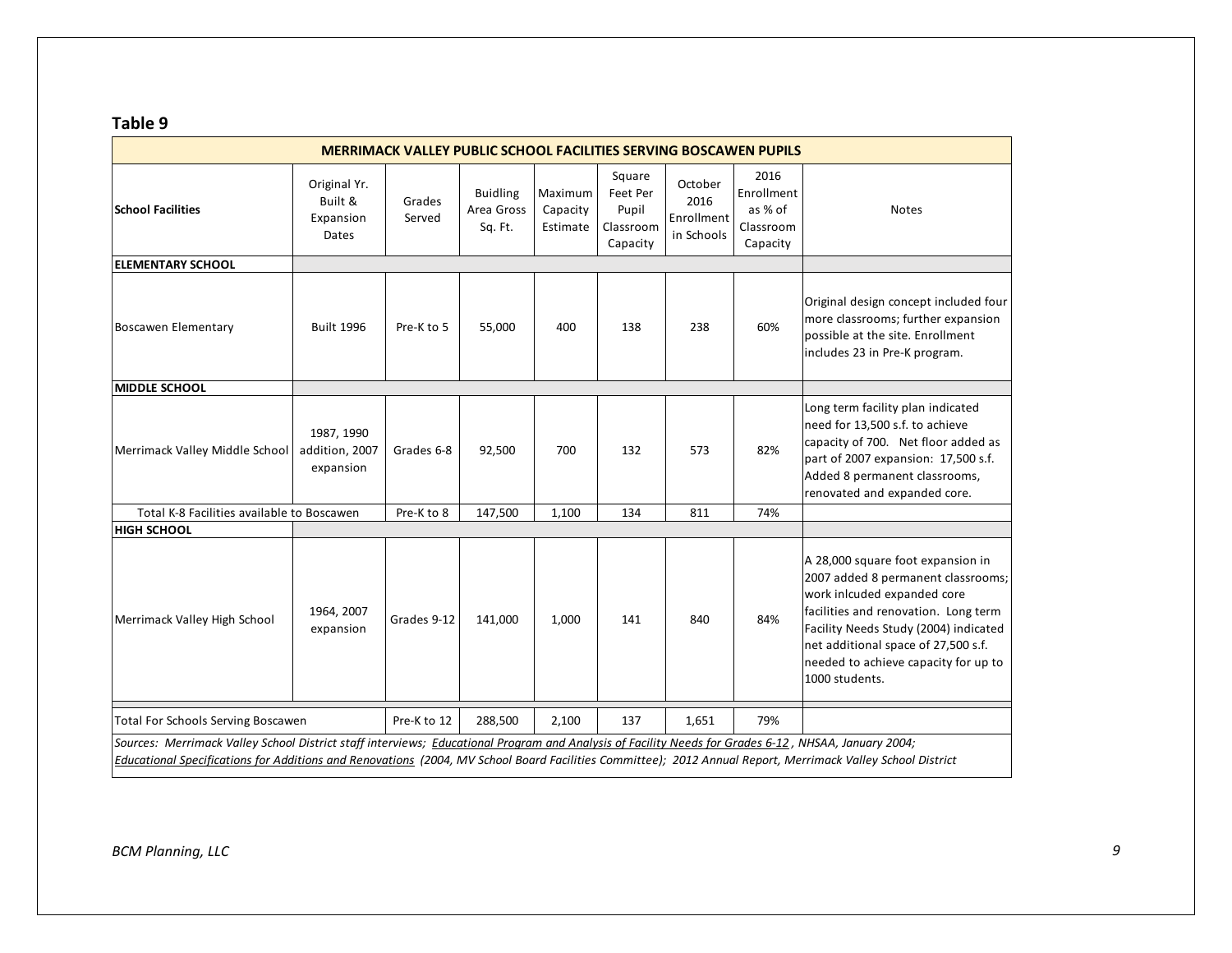## Table 9

| MERRIMACK VALLEY PUBLIC SCHOOL FACILITIES SERVING BOSCAWEN PUPILS | | | | | | | | |
|---|---|---|---|---|---|---|---|---|
| **School Facilities** | Original Yr. Built & Expansion Dates | Grades Served | Buidling Area Gross Sq. Ft. | Maximum Capacity Estimate | Square Feet Per Pupil Classroom Capacity | October 2016 Enrollment in Schools | 2016 Enrollment as % of Classroom Capacity | Notes |
| **ELEMENTARY SCHOOL** | | | | | | | | |
| Boscawen Elementary | Built 1996 | Pre-K to 5 | 55,000 | 400 | 138 | 238 | 60% | Original design concept included four more classrooms; further expansion possible at the site. Enrollment includes 23 in Pre-K program. |
| **MIDDLE SCHOOL** | | | | | | | | |
| Merrimack Valley Middle School | 1987, 1990 addition, 2007 expansion | Grades 6-8 | 92,500 | 700 | 132 | 573 | 82% | Long term facility plan indicated need for 13,500 s.f. to achieve capacity of 700. Net floor added as part of 2007 expansion: 17,500 s.f. Added 8 permanent classrooms, renovated and expanded core. |
| Total K-8 Facilities available to Boscawen | | Pre-K to 8 | 147,500 | 1,100 | 134 | 811 | 74% | |
| **HIGH SCHOOL** | | | | | | | | |
| Merrimack Valley High School | 1964, 2007 expansion | Grades 9-12 | 141,000 | 1,000 | 141 | 840 | 84% | A 28,000 square foot expansion in 2007 added 8 permanent classrooms; work inlcuded expanded core facilities and renovation. Long term Facility Needs Study (2004) indicated net additional space of 27,500 s.f. needed to achieve capacity for up to 1000 students. |
| Total For Schools Serving Boscawen | | Pre-K to 12 | 288,500 | 2,100 | 137 | 1,651 | 79% | |

*Sources: Merrimack Valley School District staff interviews; Educational Program and Analysis of Facility Needs for Grades 6-12, NHSAA, January 2004; Educational Specifications for Additions and Renovations (2004, MV School Board Facilities Committee); 2012 Annual Report, Merrimack Valley School District*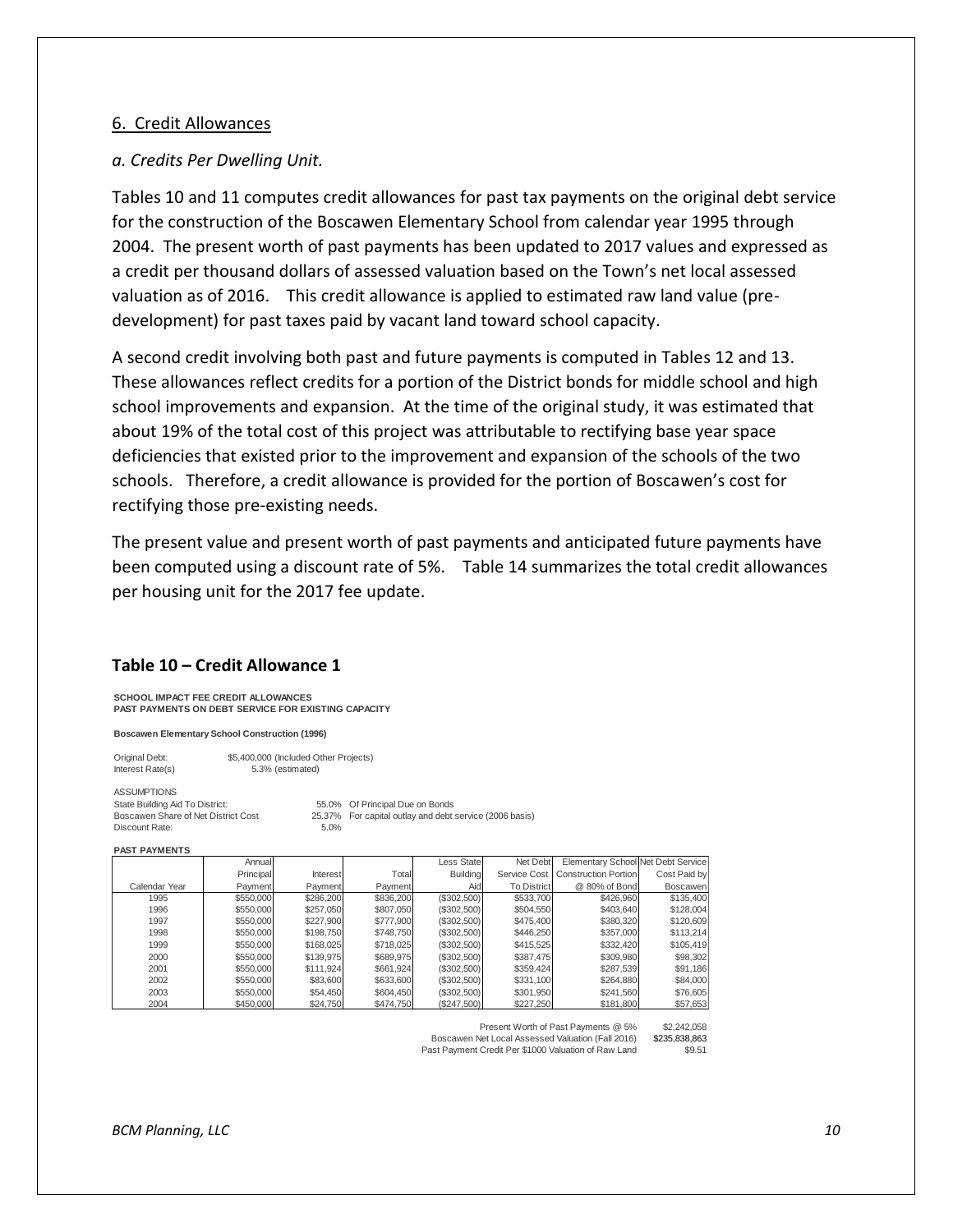## 6. Credit Allowances

*a. Credits Per Dwelling Unit.*

Tables 10 and 11 computes credit allowances for past tax payments on the original debt service for the construction of the Boscawen Elementary School from calendar year 1995 through 2004. The present worth of past payments has been updated to 2017 values and expressed as a credit per thousand dollars of assessed valuation based on the Town's net local assessed valuation as of 2016. This credit allowance is applied to estimated raw land value (pre-development) for past taxes paid by vacant land toward school capacity.

A second credit involving both past and future payments is computed in Tables 12 and 13. These allowances reflect credits for a portion of the District bonds for middle school and high school improvements and expansion. At the time of the original study, it was estimated that about 19% of the total cost of this project was attributable to rectifying base year space deficiencies that existed prior to the improvement and expansion of the schools of the two schools. Therefore, a credit allowance is provided for the portion of Boscawen's cost for rectifying those pre-existing needs.

The present value and present worth of past payments and anticipated future payments have been computed using a discount rate of 5%. Table 14 summarizes the total credit allowances per housing unit for the 2017 fee update.

### Table 10 – Credit Allowance 1

**SCHOOL IMPACT FEE CREDIT ALLOWANCES**
**PAST PAYMENTS ON DEBT SERVICE FOR EXISTING CAPACITY**

**Boscawen Elementary School Construction (1996)**

Original Debt: $5,400,000 (Included Other Projects)
Interest Rate(s) 5.3% (estimated)

ASSUMPTIONS
State Building Aid To District: 55.0% Of Principal Due on Bonds
Boscawen Share of Net District Cost 25.37% For capital outlay and debt service (2006 basis)
Discount Rate: 5.0%

**PAST PAYMENTS**

| Calendar Year | Annual Principal Payment | Interest Payment | Total Payment | Less State Building Aid | Net Debt Service Cost To District | Elementary School Construction Portion @ 80% of Bond | Net Debt Service Cost Paid by Boscawen |
|---|---|---|---|---|---|---|---|
| 1995 | $550,000 | $286,200 | $836,200 | ($302,500) | $533,700 | $426,960 | $135,400 |
| 1996 | $550,000 | $257,050 | $807,050 | ($302,500) | $504,550 | $403,640 | $128,004 |
| 1997 | $550,000 | $227,900 | $777,900 | ($302,500) | $475,400 | $380,320 | $120,609 |
| 1998 | $550,000 | $198,750 | $748,750 | ($302,500) | $446,250 | $357,000 | $113,214 |
| 1999 | $550,000 | $168,025 | $718,025 | ($302,500) | $415,525 | $332,420 | $105,419 |
| 2000 | $550,000 | $139,975 | $689,975 | ($302,500) | $387,475 | $309,980 | $98,302 |
| 2001 | $550,000 | $111,924 | $661,924 | ($302,500) | $359,424 | $287,539 | $91,186 |
| 2002 | $550,000 | $83,600 | $633,600 | ($302,500) | $331,100 | $264,880 | $84,000 |
| 2003 | $550,000 | $54,450 | $604,450 | ($302,500) | $301,950 | $241,560 | $76,605 |
| 2004 | $450,000 | $24,750 | $474,750 | ($247,500) | $227,250 | $181,800 | $57,653 |

Present Worth of Past Payments @ 5% $2,242,058
Boscawen Net Local Assessed Valuation (Fall 2016) $235,838,863
Past Payment Credit Per $1000 Valuation of Raw Land $9.51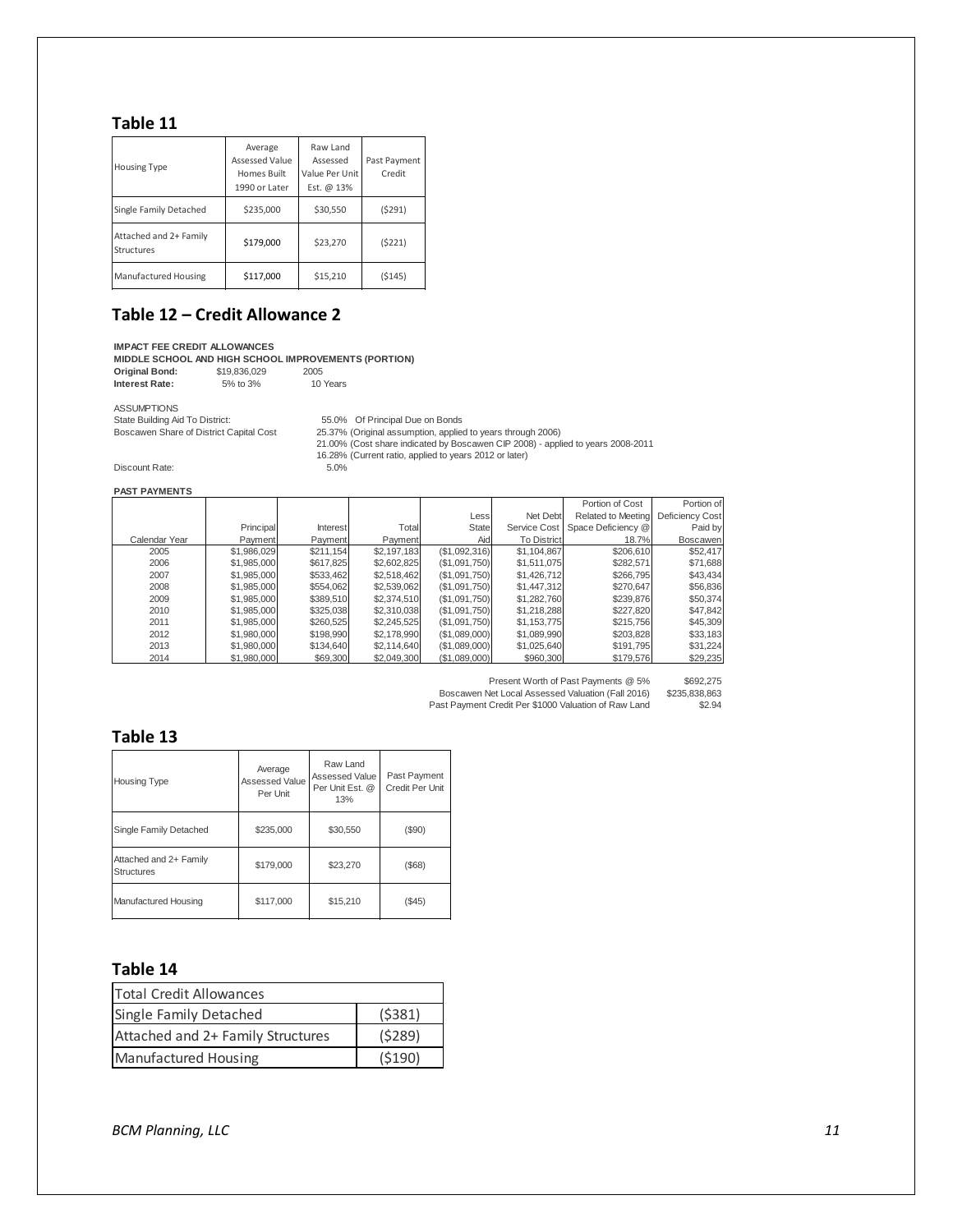## Table 11

| Housing Type | Average Assessed Value Homes Built 1990 or Later | Raw Land Assessed Value Per Unit Est. @ 13% | Past Payment Credit |
|---|---|---|---|
| Single Family Detached | $235,000 | $30,550 | ($291) |
| Attached and 2+ Family Structures | $179,000 | $23,270 | ($221) |
| Manufactured Housing | $117,000 | $15,210 | ($145) |

## Table 12 – Credit Allowance 2

**IMPACT FEE CREDIT ALLOWANCES**
**MIDDLE SCHOOL AND HIGH SCHOOL IMPROVEMENTS (PORTION)**

| | | |
|---|---|---|
| **Original Bond:** | $19,836,029 | 2005 |
| **Interest Rate:** | 5% to 3% | 10 Years |

ASSUMPTIONS

State Building Aid To District: 55.0% Of Principal Due on Bonds

Boscawen Share of District Capital Cost:
- 25.37% (Original assumption, applied to years through 2006)
- 21.00% (Cost share indicated by Boscawen CIP 2008) - applied to years 2008-2011
- 16.28% (Current ratio, applied to years 2012 or later)

Discount Rate: 5.0%

**PAST PAYMENTS**

| Calendar Year | Principal Payment | Interest Payment | Total Payment | Less State Aid | Net Debt Service Cost To District | Portion of Cost Related to Meeting Space Deficiency @ 18.7% | Portion of Deficiency Cost Paid by Boscawen |
|---|---|---|---|---|---|---|---|
| 2005 | $1,986,029 | $211,154 | $2,197,183 | ($1,092,316) | $1,104,867 | $206,610 | $52,417 |
| 2006 | $1,985,000 | $617,825 | $2,602,825 | ($1,091,750) | $1,511,075 | $282,571 | $71,688 |
| 2007 | $1,985,000 | $533,462 | $2,518,462 | ($1,091,750) | $1,426,712 | $266,795 | $43,434 |
| 2008 | $1,985,000 | $554,062 | $2,539,062 | ($1,091,750) | $1,447,312 | $270,647 | $56,836 |
| 2009 | $1,985,000 | $389,510 | $2,374,510 | ($1,091,750) | $1,282,760 | $239,876 | $50,374 |
| 2010 | $1,985,000 | $325,038 | $2,310,038 | ($1,091,750) | $1,218,288 | $227,820 | $47,842 |
| 2011 | $1,985,000 | $260,525 | $2,245,525 | ($1,091,750) | $1,153,775 | $215,756 | $45,309 |
| 2012 | $1,980,000 | $198,990 | $2,178,990 | ($1,089,000) | $1,089,990 | $203,828 | $33,183 |
| 2013 | $1,980,000 | $134,640 | $2,114,640 | ($1,089,000) | $1,025,640 | $191,795 | $31,224 |
| 2014 | $1,980,000 | $69,300 | $2,049,300 | ($1,089,000) | $960,300 | $179,576 | $29,235 |

| | |
|---|---|
| Present Worth of Past Payments @ 5% | $692,275 |
| Boscawen Net Local Assessed Valuation (Fall 2016) | $235,838,863 |
| Past Payment Credit Per $1000 Valuation of Raw Land | $2.94 |

## Table 13

| Housing Type | Average Assessed Value Per Unit | Raw Land Assessed Value Per Unit Est. @ 13% | Past Payment Credit Per Unit |
|---|---|---|---|
| Single Family Detached | $235,000 | $30,550 | ($90) |
| Attached and 2+ Family Structures | $179,000 | $23,270 | ($68) |
| Manufactured Housing | $117,000 | $15,210 | ($45) |

## Table 14

| Total Credit Allowances | |
|---|---|
| Single Family Detached | ($381) |
| Attached and 2+ Family Structures | ($289) |
| Manufactured Housing | ($190) |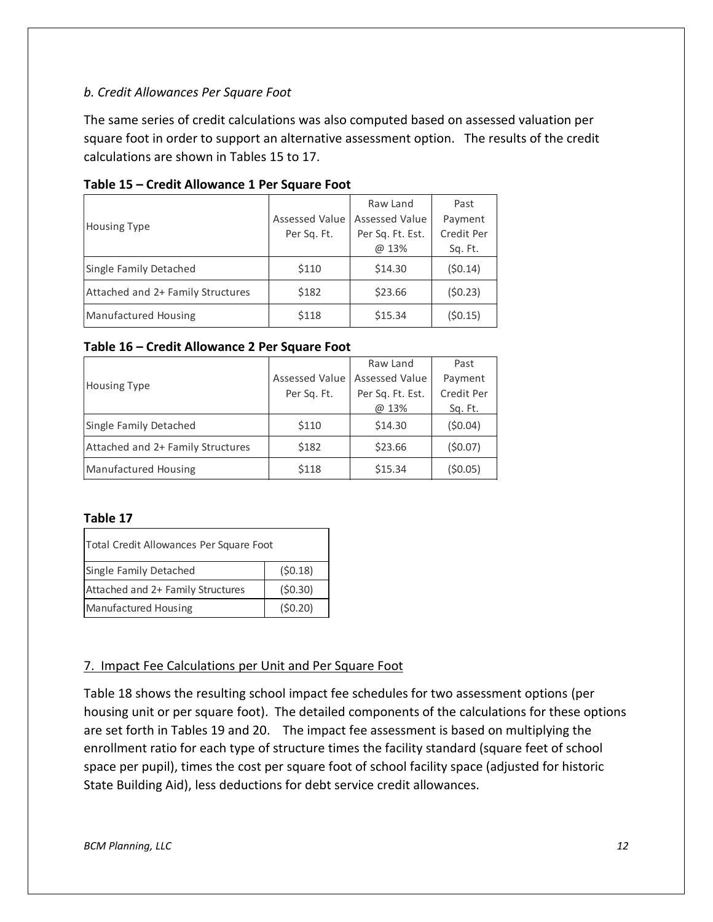*b. Credit Allowances Per Square Foot*

The same series of credit calculations was also computed based on assessed valuation per square foot in order to support an alternative assessment option. The results of the credit calculations are shown in Tables 15 to 17.

**Table 15 – Credit Allowance 1 Per Square Foot**

| Housing Type | Assessed Value Per Sq. Ft. | Raw Land Assessed Value Per Sq. Ft. Est. @ 13% | Past Payment Credit Per Sq. Ft. |
|---|---|---|---|
| Single Family Detached | $110 | $14.30 | ($0.14) |
| Attached and 2+ Family Structures | $182 | $23.66 | ($0.23) |
| Manufactured Housing | $118 | $15.34 | ($0.15) |

**Table 16 – Credit Allowance 2 Per Square Foot**

| Housing Type | Assessed Value Per Sq. Ft. | Raw Land Assessed Value Per Sq. Ft. Est. @ 13% | Past Payment Credit Per Sq. Ft. |
|---|---|---|---|
| Single Family Detached | $110 | $14.30 | ($0.04) |
| Attached and 2+ Family Structures | $182 | $23.66 | ($0.07) |
| Manufactured Housing | $118 | $15.34 | ($0.05) |

**Table 17**

| Total Credit Allowances Per Square Foot | |
|---|---|
| Single Family Detached | ($0.18) |
| Attached and 2+ Family Structures | ($0.30) |
| Manufactured Housing | ($0.20) |

## 7. Impact Fee Calculations per Unit and Per Square Foot

Table 18 shows the resulting school impact fee schedules for two assessment options (per housing unit or per square foot). The detailed components of the calculations for these options are set forth in Tables 19 and 20. The impact fee assessment is based on multiplying the enrollment ratio for each type of structure times the facility standard (square feet of school space per pupil), times the cost per square foot of school facility space (adjusted for historic State Building Aid), less deductions for debt service credit allowances.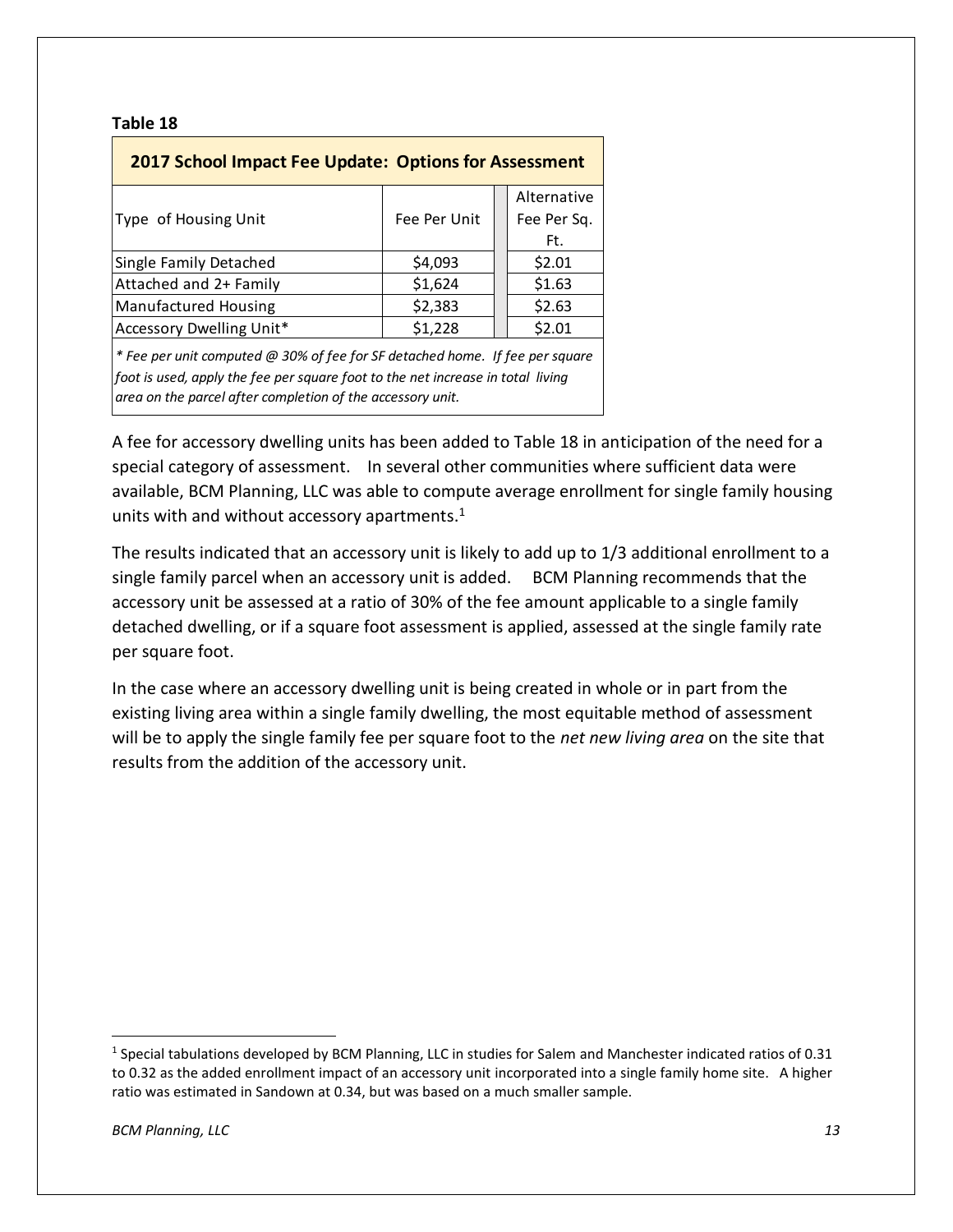**Table 18**

| 2017 School Impact Fee Update: Options for Assessment | | |
|---|---|---|
| Type of Housing Unit | Fee Per Unit | Alternative Fee Per Sq. Ft. |
| Single Family Detached | $4,093 | $2.01 |
| Attached and 2+ Family | $1,624 | $1.63 |
| Manufactured Housing | $2,383 | $2.63 |
| Accessory Dwelling Unit* | $1,228 | $2.01 |

*\* Fee per unit computed @ 30% of fee for SF detached home. If fee per square foot is used, apply the fee per square foot to the net increase in total living area on the parcel after completion of the accessory unit.*

A fee for accessory dwelling units has been added to Table 18 in anticipation of the need for a special category of assessment. In several other communities where sufficient data were available, BCM Planning, LLC was able to compute average enrollment for single family housing units with and without accessory apartments.[1]

The results indicated that an accessory unit is likely to add up to 1/3 additional enrollment to a single family parcel when an accessory unit is added. BCM Planning recommends that the accessory unit be assessed at a ratio of 30% of the fee amount applicable to a single family detached dwelling, or if a square foot assessment is applied, assessed at the single family rate per square foot.

In the case where an accessory dwelling unit is being created in whole or in part from the existing living area within a single family dwelling, the most equitable method of assessment will be to apply the single family fee per square foot to the *net new living area* on the site that results from the addition of the accessory unit.

[1] Special tabulations developed by BCM Planning, LLC in studies for Salem and Manchester indicated ratios of 0.31 to 0.32 as the added enrollment impact of an accessory unit incorporated into a single family home site. A higher ratio was estimated in Sandown at 0.34, but was based on a much smaller sample.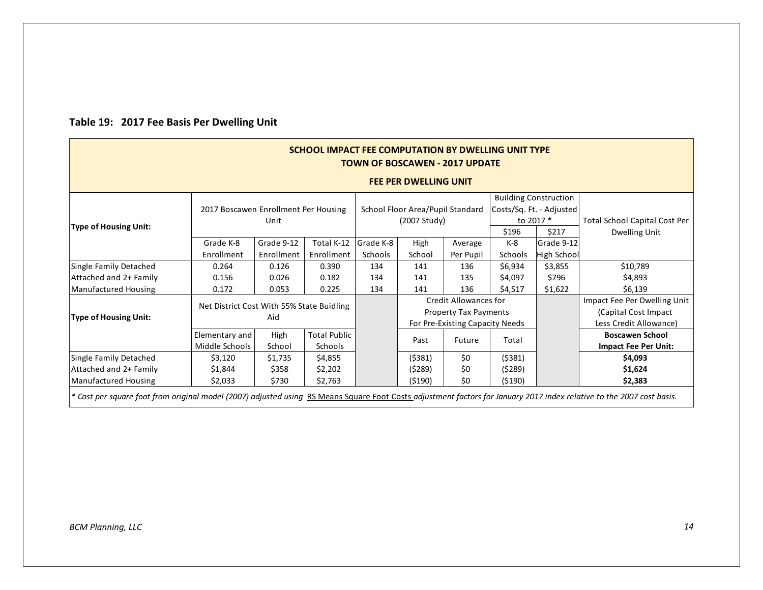### Table 19: 2017 Fee Basis Per Dwelling Unit

**SCHOOL IMPACT FEE COMPUTATION BY DWELLING UNIT TYPE**
**TOWN OF BOSCAWEN - 2017 UPDATE**

**FEE PER DWELLING UNIT**

| Type of Housing Unit: | 2017 Boscawen Enrollment Per Housing Unit | | | School Floor Area/Pupil Standard (2007 Study) | | | Building Construction Costs/Sq. Ft. - Adjusted to 2017 * | | Total School Capital Cost Per Dwelling Unit |
|---|---|---|---|---|---|---|---|---|---|
| | | | | | | | $196 | $217 | |
| | Grade K-8 Enrollment | Grade 9-12 Enrollment | Total K-12 Enrollment | Grade K-8 Schools | High School | Average Per Pupil | K-8 Schools | Grade 9-12 High School | |
| Single Family Detached | 0.264 | 0.126 | 0.390 | 134 | 141 | 136 | $6,934 | $3,855 | $10,789 |
| Attached and 2+ Family | 0.156 | 0.026 | 0.182 | 134 | 141 | 135 | $4,097 | $796 | $4,893 |
| Manufactured Housing | 0.172 | 0.053 | 0.225 | 134 | 141 | 136 | $4,517 | $1,622 | $6,139 |
| **Type of Housing Unit:** | Net District Cost With 55% State Buidling Aid | | | | Credit Allowances for Property Tax Payments For Pre-Existing Capacity Needs | | | | Impact Fee Per Dwelling Unit (Capital Cost Impact Less Credit Allowance) |
| | Elementary and Middle Schools | High School | Total Public Schools | | Past | Future | Total | | **Boscawen School Impact Fee Per Unit:** |
| Single Family Detached | $3,120 | $1,735 | $4,855 | | ($381) | $0 | ($381) | | **$4,093** |
| Attached and 2+ Family | $1,844 | $358 | $2,202 | | ($289) | $0 | ($289) | | **$1,624** |
| Manufactured Housing | $2,033 | $730 | $2,763 | | ($190) | $0 | ($190) | | **$2,383** |

*\* Cost per square foot from original model (2007) adjusted using RS Means Square Foot Costs adjustment factors for January 2017 index relative to the 2007 cost basis.*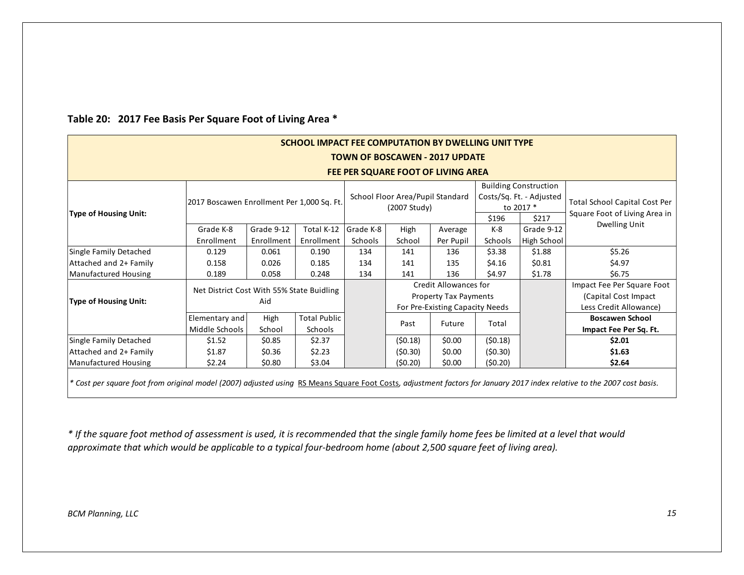**Table 20: 2017 Fee Basis Per Square Foot of Living Area ***

| SCHOOL IMPACT FEE COMPUTATION BY DWELLING UNIT TYPE<br>TOWN OF BOSCAWEN - 2017 UPDATE<br>FEE PER SQUARE FOOT OF LIVING AREA | | | | | | | | | | |
|---|---|---|---|---|---|---|---|---|---|---|
| **Type of Housing Unit:** | 2017 Boscawen Enrollment Per 1,000 Sq. Ft. | | | School Floor Area/Pupil Standard (2007 Study) | | | Building Construction Costs/Sq. Ft. - Adjusted to 2017 * | | Total School Capital Cost Per Square Foot of Living Area in Dwelling Unit |
| | | | | | | | $196 | $217 | |
| | Grade K-8 Enrollment | Grade 9-12 Enrollment | Total K-12 Enrollment | Grade K-8 Schools | High School | Average Per Pupil | K-8 Schools | Grade 9-12 High School | |
| Single Family Detached | 0.129 | 0.061 | 0.190 | 134 | 141 | 136 | $3.38 | $1.88 | $5.26 |
| Attached and 2+ Family | 0.158 | 0.026 | 0.185 | 134 | 141 | 135 | $4.16 | $0.81 | $4.97 |
| Manufactured Housing | 0.189 | 0.058 | 0.248 | 134 | 141 | 136 | $4.97 | $1.78 | $6.75 |
| **Type of Housing Unit:** | Net District Cost With 55% State Buidling Aid | | | | Credit Allowances for Property Tax Payments For Pre-Existing Capacity Needs | | | | Impact Fee Per Square Foot (Capital Cost Impact Less Credit Allowance) |
| | Elementary and Middle Schools | High School | Total Public Schools | | Past | Future | Total | | **Boscawen School Impact Fee Per Sq. Ft.** |
| Single Family Detached | $1.52 | $0.85 | $2.37 | | ($0.18) | $0.00 | ($0.18) | | **$2.01** |
| Attached and 2+ Family | $1.87 | $0.36 | $2.23 | | ($0.30) | $0.00 | ($0.30) | | **$1.63** |
| Manufactured Housing | $2.24 | $0.80 | $3.04 | | ($0.20) | $0.00 | ($0.20) | | **$2.64** |

*\* Cost per square foot from original model (2007) adjusted using* RS Means Square Foot Costs*, adjustment factors for January 2017 index relative to the 2007 cost basis.*

*\* If the square foot method of assessment is used, it is recommended that the single family home fees be limited at a level that would approximate that which would be applicable to a typical four-bedroom home (about 2,500 square feet of living area).*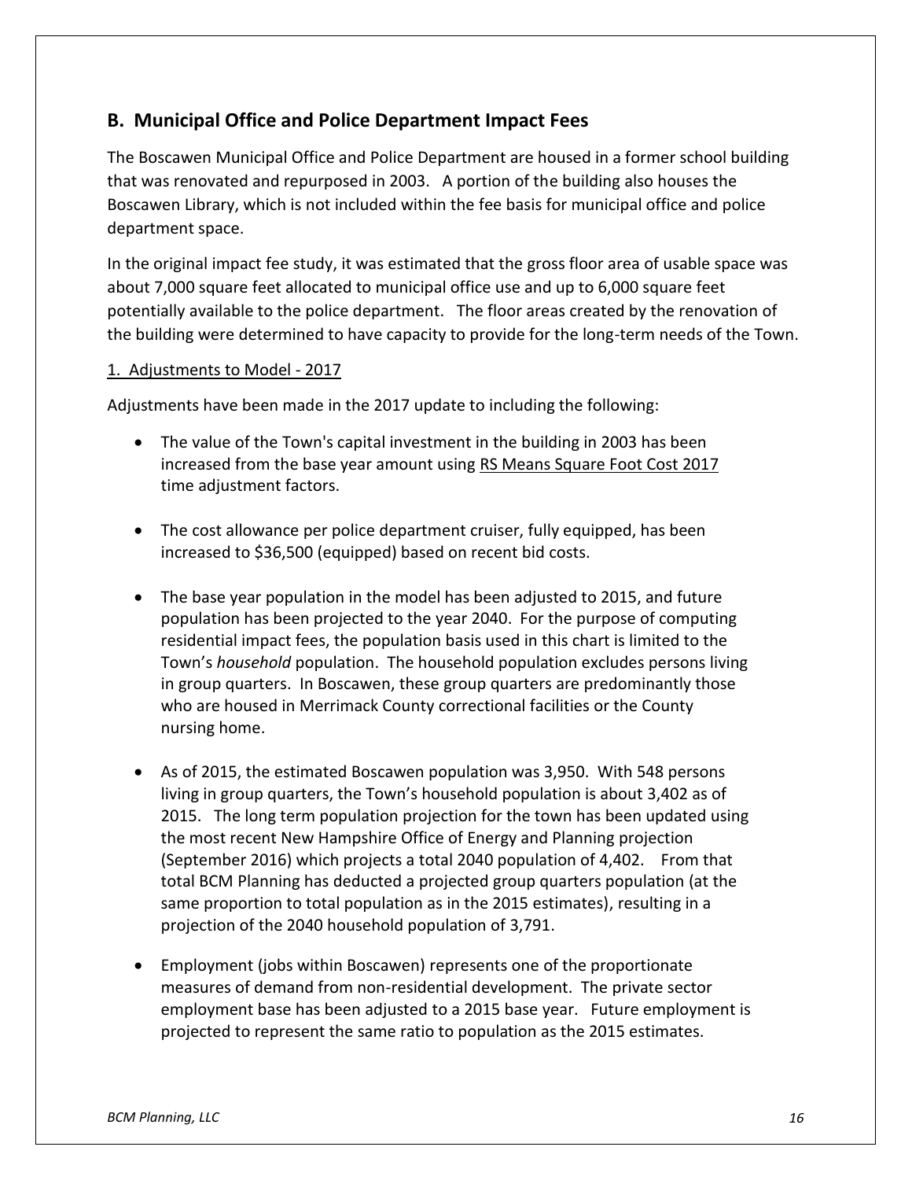## B. Municipal Office and Police Department Impact Fees

The Boscawen Municipal Office and Police Department are housed in a former school building that was renovated and repurposed in 2003. A portion of the building also houses the Boscawen Library, which is not included within the fee basis for municipal office and police department space.

In the original impact fee study, it was estimated that the gross floor area of usable space was about 7,000 square feet allocated to municipal office use and up to 6,000 square feet potentially available to the police department. The floor areas created by the renovation of the building were determined to have capacity to provide for the long-term needs of the Town.

### 1. Adjustments to Model - 2017

Adjustments have been made in the 2017 update to including the following:

- The value of the Town's capital investment in the building in 2003 has been increased from the base year amount using RS Means Square Foot Cost 2017 time adjustment factors.
- The cost allowance per police department cruiser, fully equipped, has been increased to $36,500 (equipped) based on recent bid costs.
- The base year population in the model has been adjusted to 2015, and future population has been projected to the year 2040. For the purpose of computing residential impact fees, the population basis used in this chart is limited to the Town's *household* population. The household population excludes persons living in group quarters. In Boscawen, these group quarters are predominantly those who are housed in Merrimack County correctional facilities or the County nursing home.
- As of 2015, the estimated Boscawen population was 3,950. With 548 persons living in group quarters, the Town's household population is about 3,402 as of 2015. The long term population projection for the town has been updated using the most recent New Hampshire Office of Energy and Planning projection (September 2016) which projects a total 2040 population of 4,402. From that total BCM Planning has deducted a projected group quarters population (at the same proportion to total population as in the 2015 estimates), resulting in a projection of the 2040 household population of 3,791.
- Employment (jobs within Boscawen) represents one of the proportionate measures of demand from non-residential development. The private sector employment base has been adjusted to a 2015 base year. Future employment is projected to represent the same ratio to population as the 2015 estimates.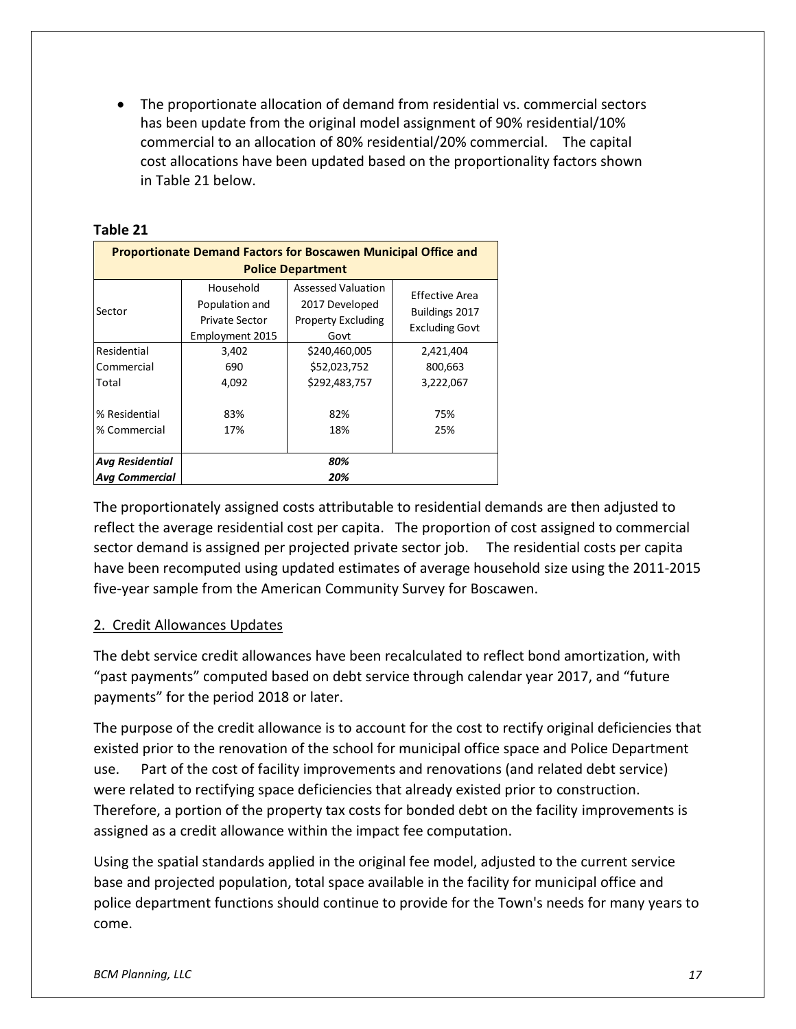- The proportionate allocation of demand from residential vs. commercial sectors has been update from the original model assignment of 90% residential/10% commercial to an allocation of 80% residential/20% commercial. The capital cost allocations have been updated based on the proportionality factors shown in Table 21 below.

**Table 21**

| **Proportionate Demand Factors for Boscawen Municipal Office and Police Department** | | | |
|---|---|---|---|
| Sector | Household Population and Private Sector Employment 2015 | Assessed Valuation 2017 Developed Property Excluding Govt | Effective Area Buildings 2017 Excluding Govt |
| Residential | 3,402 | $240,460,005 | 2,421,404 |
| Commercial | 690 | $52,023,752 | 800,663 |
| Total | 4,092 | $292,483,757 | 3,222,067 |
| % Residential | 83% | 82% | 75% |
| % Commercial | 17% | 18% | 25% |
| ***Avg Residential*** | ***80%*** | | |
| ***Avg Commercial*** | ***20%*** | | |

The proportionately assigned costs attributable to residential demands are then adjusted to reflect the average residential cost per capita. The proportion of cost assigned to commercial sector demand is assigned per projected private sector job. The residential costs per capita have been recomputed using updated estimates of average household size using the 2011-2015 five-year sample from the American Community Survey for Boscawen.

## 2. Credit Allowances Updates

The debt service credit allowances have been recalculated to reflect bond amortization, with "past payments" computed based on debt service through calendar year 2017, and "future payments" for the period 2018 or later.

The purpose of the credit allowance is to account for the cost to rectify original deficiencies that existed prior to the renovation of the school for municipal office space and Police Department use. Part of the cost of facility improvements and renovations (and related debt service) were related to rectifying space deficiencies that already existed prior to construction. Therefore, a portion of the property tax costs for bonded debt on the facility improvements is assigned as a credit allowance within the impact fee computation.

Using the spatial standards applied in the original fee model, adjusted to the current service base and projected population, total space available in the facility for municipal office and police department functions should continue to provide for the Town's needs for many years to come.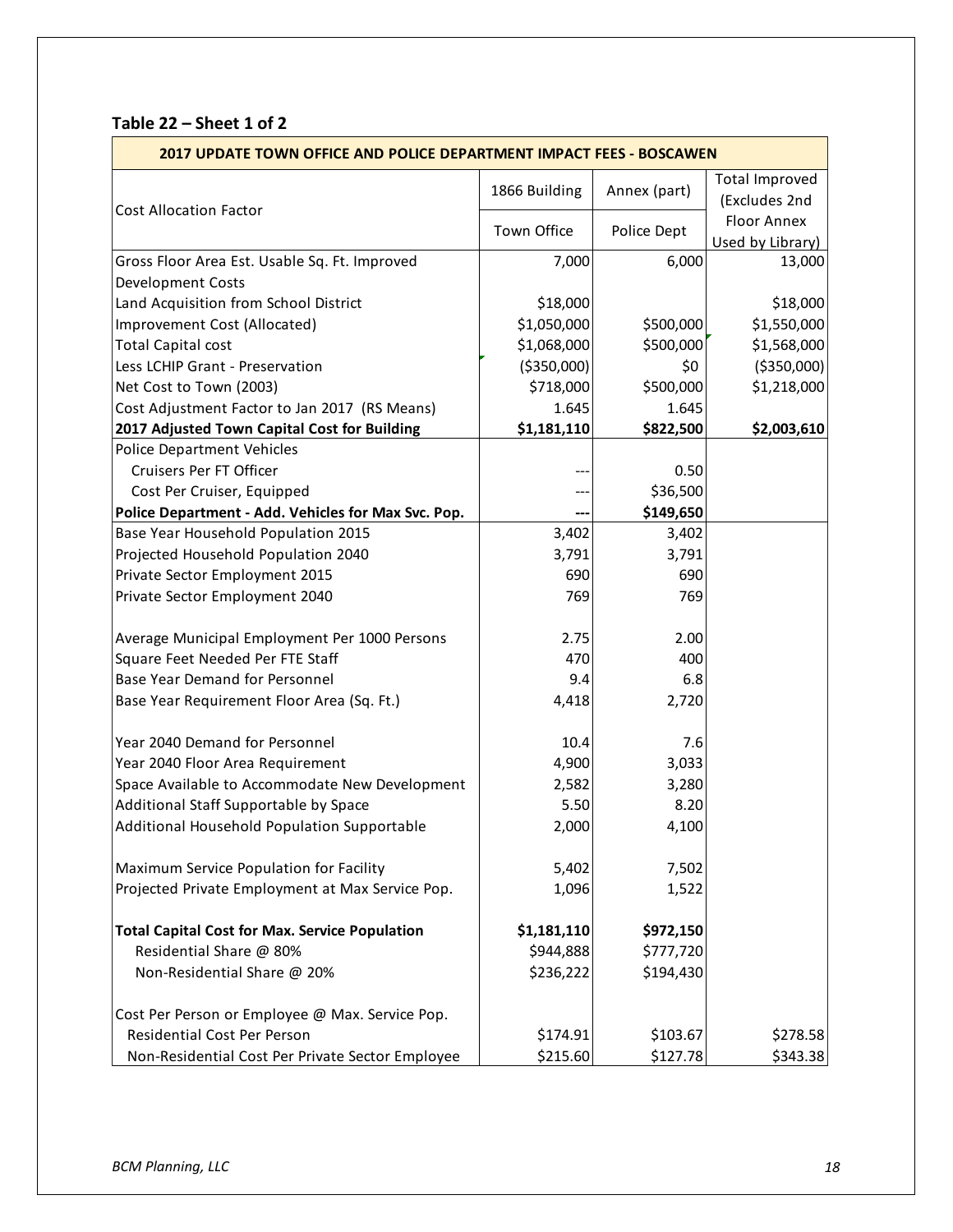### Table 22 – Sheet 1 of 2

| 2017 UPDATE TOWN OFFICE AND POLICE DEPARTMENT IMPACT FEES - BOSCAWEN | | | |
|---|---|---|---|
| Cost Allocation Factor | 1866 Building<br>Town Office | Annex (part)<br>Police Dept | Total Improved (Excludes 2nd Floor Annex Used by Library) |
| Gross Floor Area Est. Usable Sq. Ft. Improved | 7,000 | 6,000 | 13,000 |
| Development Costs | | | |
| Land Acquisition from School District | $18,000 | | $18,000 |
| Improvement Cost (Allocated) | $1,050,000 | $500,000 | $1,550,000 |
| Total Capital cost | $1,068,000 | $500,000 | $1,568,000 |
| Less LCHIP Grant - Preservation | ($350,000) | $0 | ($350,000) |
| Net Cost to Town (2003) | $718,000 | $500,000 | $1,218,000 |
| Cost Adjustment Factor to Jan 2017 (RS Means) | 1.645 | 1.645 | |
| **2017 Adjusted Town Capital Cost for Building** | **$1,181,110** | **$822,500** | **$2,003,610** |
| Police Department Vehicles | | | |
| Cruisers Per FT Officer | --- | 0.50 | |
| Cost Per Cruiser, Equipped | --- | $36,500 | |
| **Police Department - Add. Vehicles for Max Svc. Pop.** | **---** | **$149,650** | |
| Base Year Household Population 2015 | 3,402 | 3,402 | |
| Projected Household Population 2040 | 3,791 | 3,791 | |
| Private Sector Employment 2015 | 690 | 690 | |
| Private Sector Employment 2040 | 769 | 769 | |
| | | | |
| Average Municipal Employment Per 1000 Persons | 2.75 | 2.00 | |
| Square Feet Needed Per FTE Staff | 470 | 400 | |
| Base Year Demand for Personnel | 9.4 | 6.8 | |
| Base Year Requirement Floor Area (Sq. Ft.) | 4,418 | 2,720 | |
| | | | |
| Year 2040 Demand for Personnel | 10.4 | 7.6 | |
| Year 2040 Floor Area Requirement | 4,900 | 3,033 | |
| Space Available to Accommodate New Development | 2,582 | 3,280 | |
| Additional Staff Supportable by Space | 5.50 | 8.20 | |
| Additional Household Population Supportable | 2,000 | 4,100 | |
| | | | |
| Maximum Service Population for Facility | 5,402 | 7,502 | |
| Projected Private Employment at Max Service Pop. | 1,096 | 1,522 | |
| | | | |
| **Total Capital Cost for Max. Service Population** | **$1,181,110** | **$972,150** | |
| Residential Share @ 80% | $944,888 | $777,720 | |
| Non-Residential Share @ 20% | $236,222 | $194,430 | |
| | | | |
| Cost Per Person or Employee @ Max. Service Pop. | | | |
| Residential Cost Per Person | $174.91 | $103.67 | $278.58 |
| Non-Residential Cost Per Private Sector Employee | $215.60 | $127.78 | $343.38 |

*BCM Planning, LLC*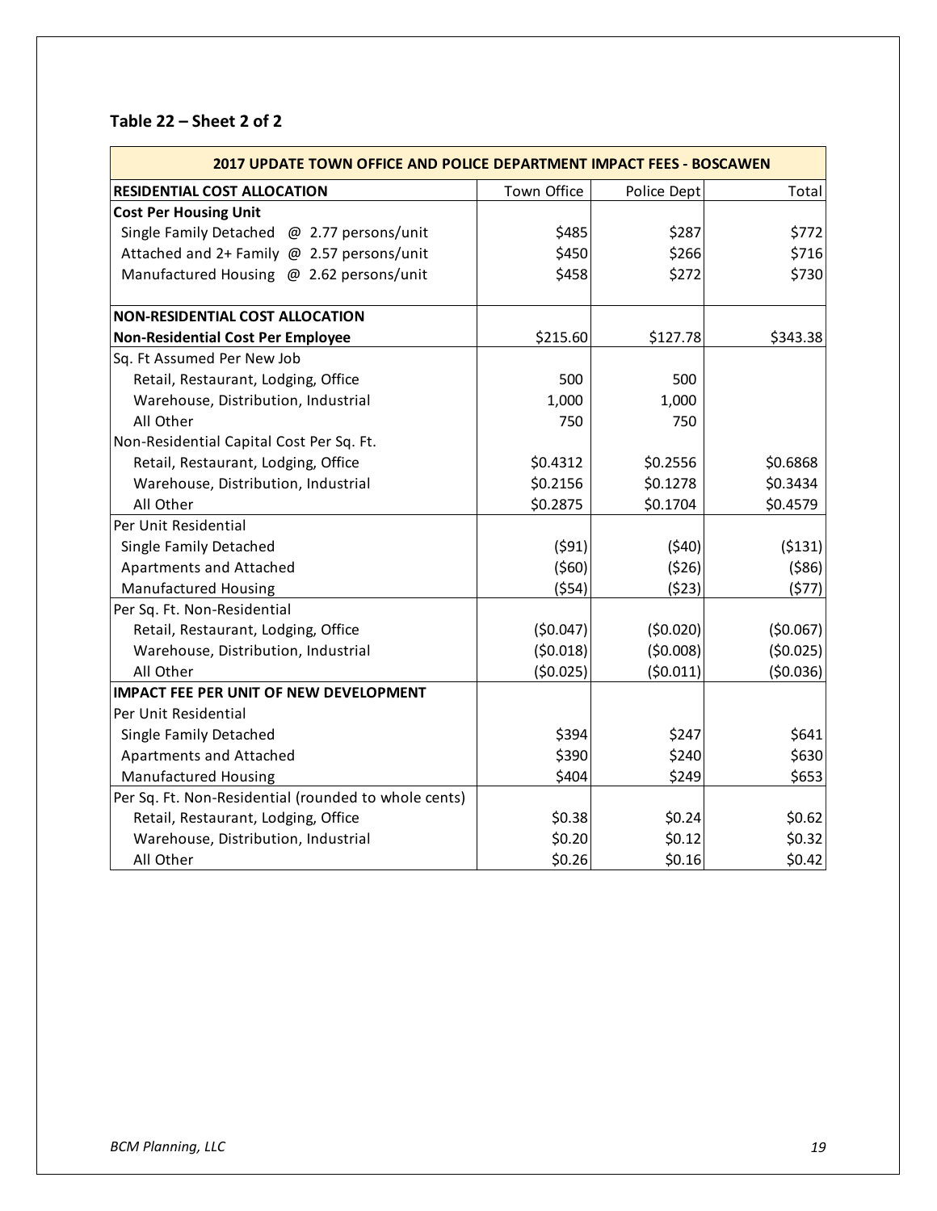### Table 22 – Sheet 2 of 2

| 2017 UPDATE TOWN OFFICE AND POLICE DEPARTMENT IMPACT FEES - BOSCAWEN | | | |
|---|---|---|---|
| **RESIDENTIAL COST ALLOCATION** | Town Office | Police Dept | Total |
| **Cost Per Housing Unit** | | | |
| Single Family Detached @ 2.77 persons/unit | $485 | $287 | $772 |
| Attached and 2+ Family @ 2.57 persons/unit | $450 | $266 | $716 |
| Manufactured Housing @ 2.62 persons/unit | $458 | $272 | $730 |
| | | | |
| **NON-RESIDENTIAL COST ALLOCATION** | | | |
| **Non-Residential Cost Per Employee** | $215.60 | $127.78 | $343.38 |
| Sq. Ft Assumed Per New Job | | | |
| Retail, Restaurant, Lodging, Office | 500 | 500 | |
| Warehouse, Distribution, Industrial | 1,000 | 1,000 | |
| All Other | 750 | 750 | |
| Non-Residential Capital Cost Per Sq. Ft. | | | |
| Retail, Restaurant, Lodging, Office | $0.4312 | $0.2556 | $0.6868 |
| Warehouse, Distribution, Industrial | $0.2156 | $0.1278 | $0.3434 |
| All Other | $0.2875 | $0.1704 | $0.4579 |
| Per Unit Residential | | | |
| Single Family Detached | ($91) | ($40) | ($131) |
| Apartments and Attached | ($60) | ($26) | ($86) |
| Manufactured Housing | ($54) | ($23) | ($77) |
| Per Sq. Ft. Non-Residential | | | |
| Retail, Restaurant, Lodging, Office | ($0.047) | ($0.020) | ($0.067) |
| Warehouse, Distribution, Industrial | ($0.018) | ($0.008) | ($0.025) |
| All Other | ($0.025) | ($0.011) | ($0.036) |
| **IMPACT FEE PER UNIT OF NEW DEVELOPMENT** | | | |
| Per Unit Residential | | | |
| Single Family Detached | $394 | $247 | $641 |
| Apartments and Attached | $390 | $240 | $630 |
| Manufactured Housing | $404 | $249 | $653 |
| Per Sq. Ft. Non-Residential (rounded to whole cents) | | | |
| Retail, Restaurant, Lodging, Office | $0.38 | $0.24 | $0.62 |
| Warehouse, Distribution, Industrial | $0.20 | $0.12 | $0.32 |
| All Other | $0.26 | $0.16 | $0.42 |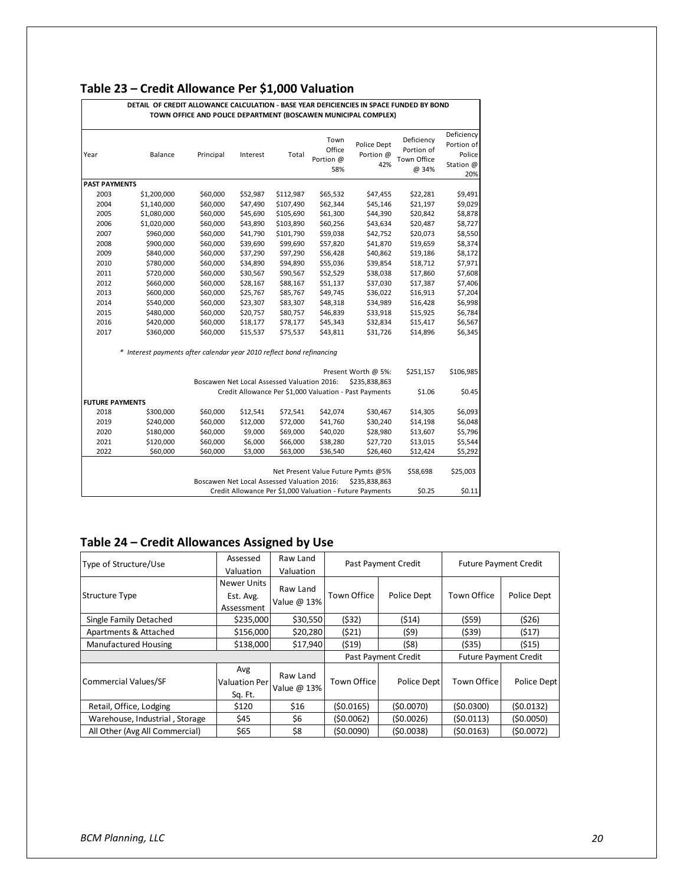## Table 23 – Credit Allowance Per $1,000 Valuation

| DETAIL OF CREDIT ALLOWANCE CALCULATION - BASE YEAR DEFICIENCIES IN SPACE FUNDED BY BOND TOWN OFFICE AND POLICE DEPARTMENT (BOSCAWEN MUNICIPAL COMPLEX) | | | | | | | | |
|---|---|---|---|---|---|---|---|---|
| Year | Balance | Principal | Interest | Total | Town Office Portion @ 58% | Police Dept Portion @ 42% | Deficiency Portion of Town Office @ 34% | Deficiency Portion of Police Station @ 20% |
| **PAST PAYMENTS** | | | | | | | | |
| 2003 | $1,200,000 | $60,000 | $52,987 | $112,987 | $65,532 | $47,455 | $22,281 | $9,491 |
| 2004 | $1,140,000 | $60,000 | $47,490 | $107,490 | $62,344 | $45,146 | $21,197 | $9,029 |
| 2005 | $1,080,000 | $60,000 | $45,690 | $105,690 | $61,300 | $44,390 | $20,842 | $8,878 |
| 2006 | $1,020,000 | $60,000 | $43,890 | $103,890 | $60,256 | $43,634 | $20,487 | $8,727 |
| 2007 | $960,000 | $60,000 | $41,790 | $101,790 | $59,038 | $42,752 | $20,073 | $8,550 |
| 2008 | $900,000 | $60,000 | $39,690 | $99,690 | $57,820 | $41,870 | $19,659 | $8,374 |
| 2009 | $840,000 | $60,000 | $37,290 | $97,290 | $56,428 | $40,862 | $19,186 | $8,172 |
| 2010 | $780,000 | $60,000 | $34,890 | $94,890 | $55,036 | $39,854 | $18,712 | $7,971 |
| 2011 | $720,000 | $60,000 | $30,567 | $90,567 | $52,529 | $38,038 | $17,860 | $7,608 |
| 2012 | $660,000 | $60,000 | $28,167 | $88,167 | $51,137 | $37,030 | $17,387 | $7,406 |
| 2013 | $600,000 | $60,000 | $25,767 | $85,767 | $49,745 | $36,022 | $16,913 | $7,204 |
| 2014 | $540,000 | $60,000 | $23,307 | $83,307 | $48,318 | $34,989 | $16,428 | $6,998 |
| 2015 | $480,000 | $60,000 | $20,757 | $80,757 | $46,839 | $33,918 | $15,925 | $6,784 |
| 2016 | $420,000 | $60,000 | $18,177 | $78,177 | $45,343 | $32,834 | $15,417 | $6,567 |
| 2017 | $360,000 | $60,000 | $15,537 | $75,537 | $43,811 | $31,726 | $14,896 | $6,345 |
| *\* Interest payments after calendar year 2010 reflect bond refinancing* | | | | | | | | |
| | | | | | | Present Worth @ 5%: | $251,157 | $106,985 |
| | | Boscawen Net Local Assessed Valuation 2016: | | | | $235,838,863 | | |
| | | | | Credit Allowance Per $1,000 Valuation - Past Payments | | | $1.06 | $0.45 |
| **FUTURE PAYMENTS** | | | | | | | | |
| 2018 | $300,000 | $60,000 | $12,541 | $72,541 | $42,074 | $30,467 | $14,305 | $6,093 |
| 2019 | $240,000 | $60,000 | $12,000 | $72,000 | $41,760 | $30,240 | $14,198 | $6,048 |
| 2020 | $180,000 | $60,000 | $9,000 | $69,000 | $40,020 | $28,980 | $13,607 | $5,796 |
| 2021 | $120,000 | $60,000 | $6,000 | $66,000 | $38,280 | $27,720 | $13,015 | $5,544 |
| 2022 | $60,000 | $60,000 | $3,000 | $63,000 | $36,540 | $26,460 | $12,424 | $5,292 |
| | | | | Net Present Value Future Pymts @5% | | | $58,698 | $25,003 |
| | | Boscawen Net Local Assessed Valuation 2016: | | | | $235,838,863 | | |
| | | | | Credit Allowance Per $1,000 Valuation - Future Payments | | | $0.25 | $0.11 |

## Table 24 – Credit Allowances Assigned by Use

| Type of Structure/Use | Assessed Valuation | Raw Land Valuation | Past Payment Credit | | Future Payment Credit | |
|---|---|---|---|---|---|---|
| Structure Type | Newer Units Est. Avg. Assessment | Raw Land Value @ 13% | Town Office | Police Dept | Town Office | Police Dept |
| Single Family Detached | $235,000 | $30,550 | ($32) | ($14) | ($59) | ($26) |
| Apartments & Attached | $156,000 | $20,280 | ($21) | ($9) | ($39) | ($17) |
| Manufactured Housing | $138,000 | $17,940 | ($19) | ($8) | ($35) | ($15) |
| | | | Past Payment Credit | | Future Payment Credit | |
| Commercial Values/SF | Avg Valuation Per Sq. Ft. | Raw Land Value @ 13% | Town Office | Police Dept | Town Office | Police Dept |
| Retail, Office, Lodging | $120 | $16 | ($0.0165) | ($0.0070) | ($0.0300) | ($0.0132) |
| Warehouse, Industrial , Storage | $45 | $6 | ($0.0062) | ($0.0026) | ($0.0113) | ($0.0050) |
| All Other (Avg All Commercial) | $65 | $8 | ($0.0090) | ($0.0038) | ($0.0163) | ($0.0072) |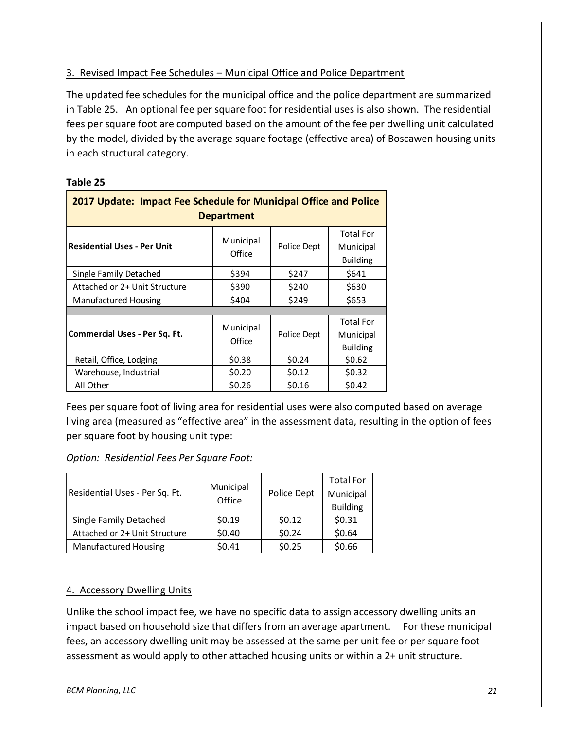### 3. Revised Impact Fee Schedules – Municipal Office and Police Department

The updated fee schedules for the municipal office and the police department are summarized in Table 25. An optional fee per square foot for residential uses is also shown. The residential fees per square foot are computed based on the amount of the fee per dwelling unit calculated by the model, divided by the average square footage (effective area) of Boscawen housing units in each structural category.

**Table 25**

| **2017 Update: Impact Fee Schedule for Municipal Office and Police Department** | | | |
|---|---|---|---|
| **Residential Uses - Per Unit** | Municipal Office | Police Dept | Total For Municipal Building |
| Single Family Detached | $394 | $247 | $641 |
| Attached or 2+ Unit Structure | $390 | $240 | $630 |
| Manufactured Housing | $404 | $249 | $653 |
| | | | |
| **Commercial Uses - Per Sq. Ft.** | Municipal Office | Police Dept | Total For Municipal Building |
| Retail, Office, Lodging | $0.38 | $0.24 | $0.62 |
| Warehouse, Industrial | $0.20 | $0.12 | $0.32 |
| All Other | $0.26 | $0.16 | $0.42 |

Fees per square foot of living area for residential uses were also computed based on average living area (measured as "effective area" in the assessment data, resulting in the option of fees per square foot by housing unit type:

*Option: Residential Fees Per Square Foot:*

| Residential Uses - Per Sq. Ft. | Municipal Office | Police Dept | Total For Municipal Building |
|---|---|---|---|
| Single Family Detached | $0.19 | $0.12 | $0.31 |
| Attached or 2+ Unit Structure | $0.40 | $0.24 | $0.64 |
| Manufactured Housing | $0.41 | $0.25 | $0.66 |

### 4. Accessory Dwelling Units

Unlike the school impact fee, we have no specific data to assign accessory dwelling units an impact based on household size that differs from an average apartment. For these municipal fees, an accessory dwelling unit may be assessed at the same per unit fee or per square foot assessment as would apply to other attached housing units or within a 2+ unit structure.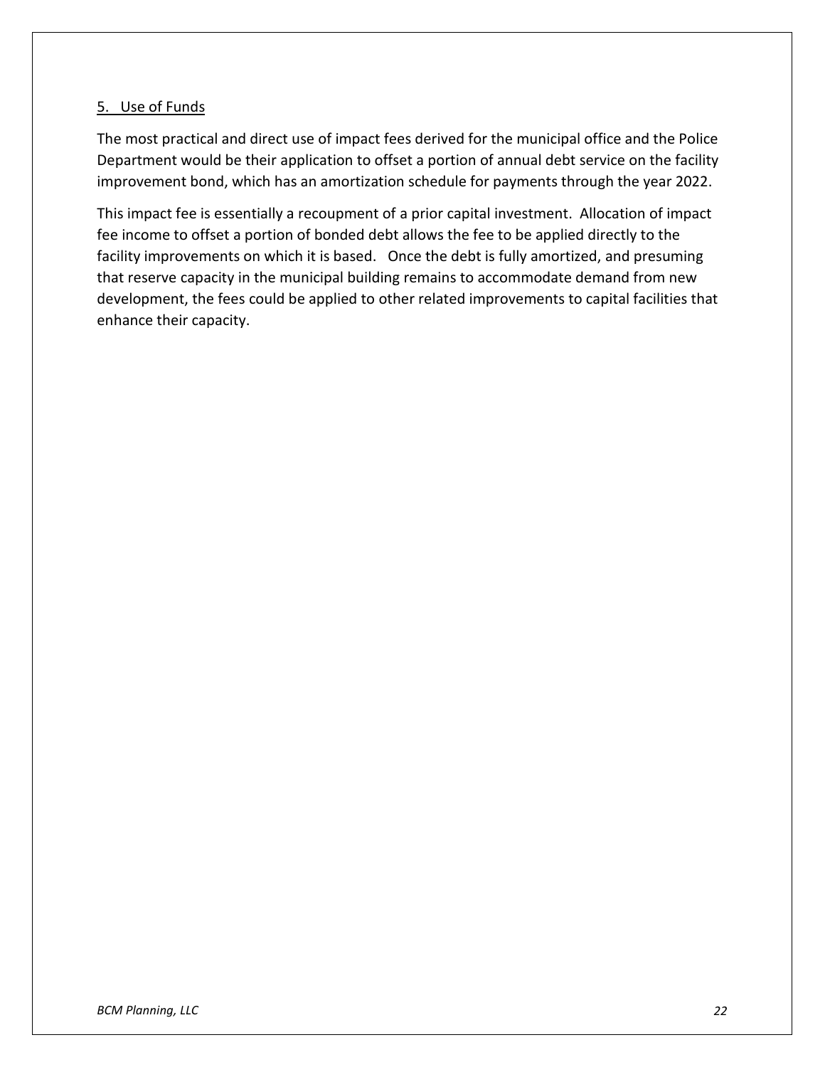## 5. Use of Funds

The most practical and direct use of impact fees derived for the municipal office and the Police Department would be their application to offset a portion of annual debt service on the facility improvement bond, which has an amortization schedule for payments through the year 2022.

This impact fee is essentially a recoupment of a prior capital investment. Allocation of impact fee income to offset a portion of bonded debt allows the fee to be applied directly to the facility improvements on which it is based. Once the debt is fully amortized, and presuming that reserve capacity in the municipal building remains to accommodate demand from new development, the fees could be applied to other related improvements to capital facilities that enhance their capacity.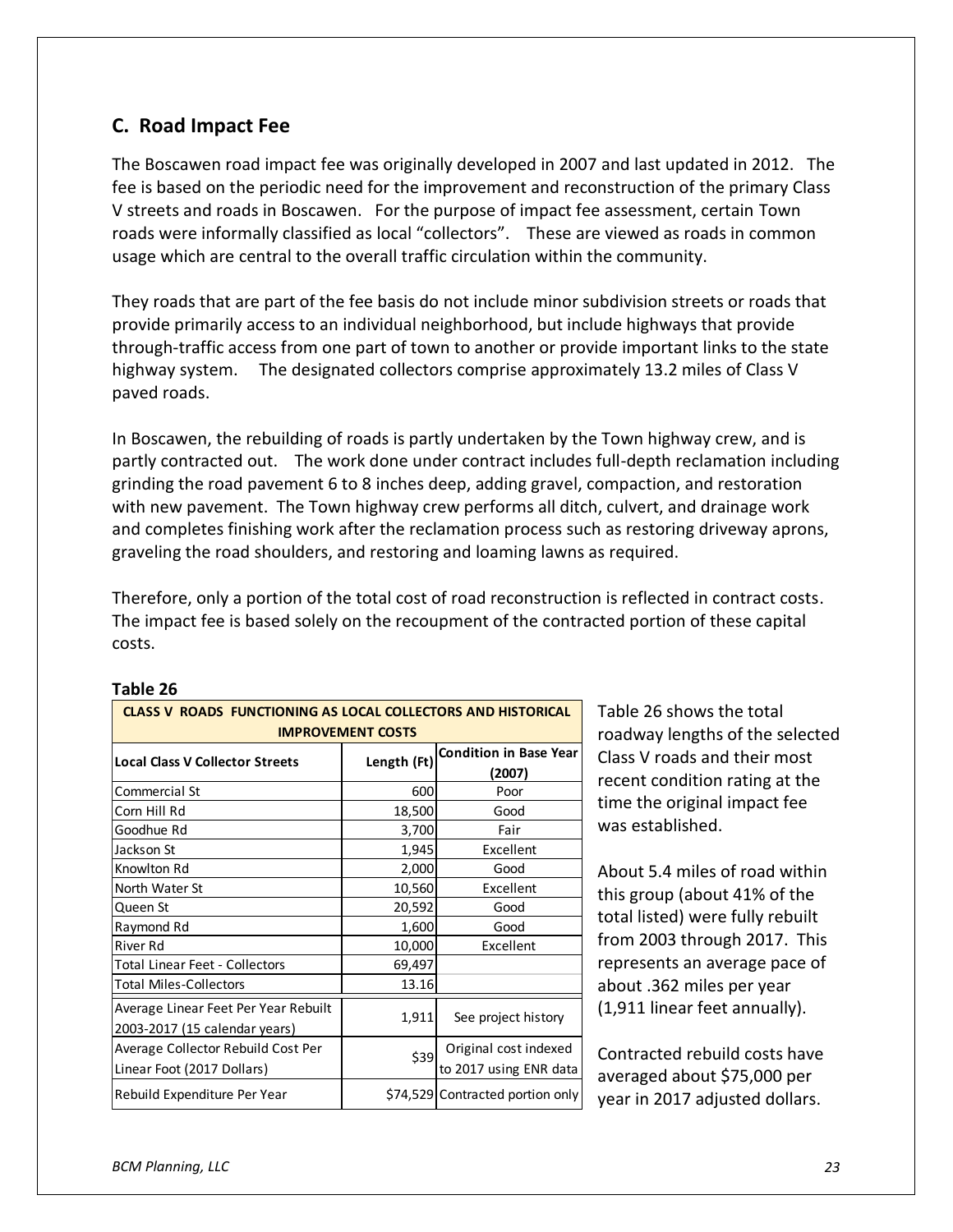## C. Road Impact Fee

The Boscawen road impact fee was originally developed in 2007 and last updated in 2012. The fee is based on the periodic need for the improvement and reconstruction of the primary Class V streets and roads in Boscawen. For the purpose of impact fee assessment, certain Town roads were informally classified as local "collectors". These are viewed as roads in common usage which are central to the overall traffic circulation within the community.

They roads that are part of the fee basis do not include minor subdivision streets or roads that provide primarily access to an individual neighborhood, but include highways that provide through-traffic access from one part of town to another or provide important links to the state highway system. The designated collectors comprise approximately 13.2 miles of Class V paved roads.

In Boscawen, the rebuilding of roads is partly undertaken by the Town highway crew, and is partly contracted out. The work done under contract includes full-depth reclamation including grinding the road pavement 6 to 8 inches deep, adding gravel, compaction, and restoration with new pavement. The Town highway crew performs all ditch, culvert, and drainage work and completes finishing work after the reclamation process such as restoring driveway aprons, graveling the road shoulders, and restoring and loaming lawns as required.

Therefore, only a portion of the total cost of road reconstruction is reflected in contract costs. The impact fee is based solely on the recoupment of the contracted portion of these capital costs.

**Table 26**

| CLASS V ROADS FUNCTIONING AS LOCAL COLLECTORS AND HISTORICAL IMPROVEMENT COSTS | | |
|---|---|---|
| **Local Class V Collector Streets** | **Length (Ft)** | **Condition in Base Year (2007)** |
| Commercial St | 600 | Poor |
| Corn Hill Rd | 18,500 | Good |
| Goodhue Rd | 3,700 | Fair |
| Jackson St | 1,945 | Excellent |
| Knowlton Rd | 2,000 | Good |
| North Water St | 10,560 | Excellent |
| Queen St | 20,592 | Good |
| Raymond Rd | 1,600 | Good |
| River Rd | 10,000 | Excellent |
| Total Linear Feet - Collectors | 69,497 | |
| Total Miles-Collectors | 13.16 | |
| Average Linear Feet Per Year Rebuilt 2003-2017 (15 calendar years) | 1,911 | See project history |
| Average Collector Rebuild Cost Per Linear Foot (2017 Dollars) | $39 | Original cost indexed to 2017 using ENR data |
| Rebuild Expenditure Per Year | $74,529 | Contracted portion only |

Table 26 shows the total roadway lengths of the selected Class V roads and their most recent condition rating at the time the original impact fee was established.

About 5.4 miles of road within this group (about 41% of the total listed) were fully rebuilt from 2003 through 2017. This represents an average pace of about .362 miles per year (1,911 linear feet annually).

Contracted rebuild costs have averaged about $75,000 per year in 2017 adjusted dollars.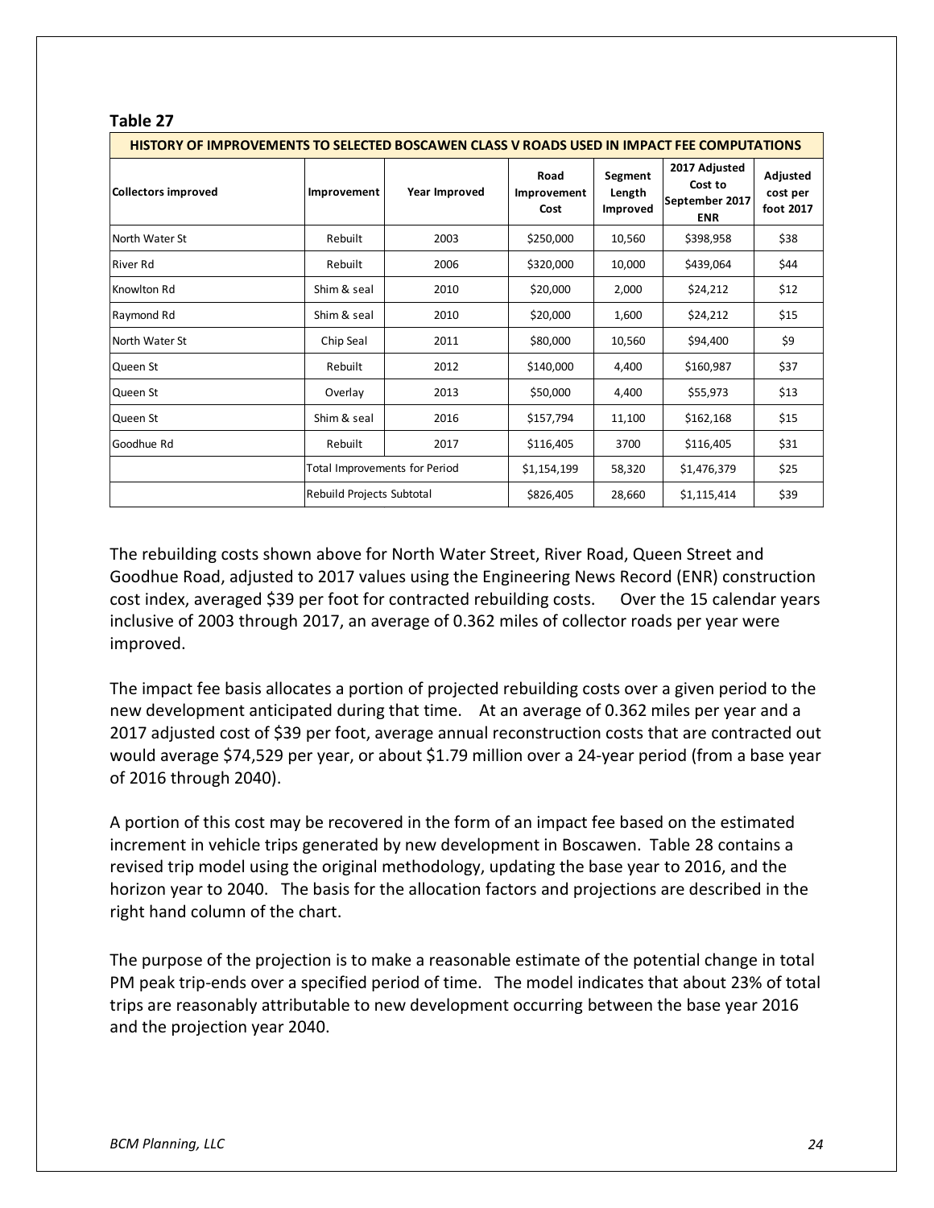**Table 27**

| HISTORY OF IMPROVEMENTS TO SELECTED BOSCAWEN CLASS V ROADS USED IN IMPACT FEE COMPUTATIONS | | | | | | |
|---|---|---|---|---|---|---|
| **Collectors improved** | **Improvement** | **Year Improved** | **Road Improvement Cost** | **Segment Length Improved** | **2017 Adjusted Cost to September 2017 ENR** | **Adjusted cost per foot 2017** |
| North Water St | Rebuilt | 2003 | $250,000 | 10,560 | $398,958 | $38 |
| River Rd | Rebuilt | 2006 | $320,000 | 10,000 | $439,064 | $44 |
| Knowlton Rd | Shim & seal | 2010 | $20,000 | 2,000 | $24,212 | $12 |
| Raymond Rd | Shim & seal | 2010 | $20,000 | 1,600 | $24,212 | $15 |
| North Water St | Chip Seal | 2011 | $80,000 | 10,560 | $94,400 | $9 |
| Queen St | Rebuilt | 2012 | $140,000 | 4,400 | $160,987 | $37 |
| Queen St | Overlay | 2013 | $50,000 | 4,400 | $55,973 | $13 |
| Queen St | Shim & seal | 2016 | $157,794 | 11,100 | $162,168 | $15 |
| Goodhue Rd | Rebuilt | 2017 | $116,405 | 3700 | $116,405 | $31 |
| | Total Improvements for Period | | $1,154,199 | 58,320 | $1,476,379 | $25 |
| | Rebuild Projects Subtotal | | $826,405 | 28,660 | $1,115,414 | $39 |

The rebuilding costs shown above for North Water Street, River Road, Queen Street and Goodhue Road, adjusted to 2017 values using the Engineering News Record (ENR) construction cost index, averaged $39 per foot for contracted rebuilding costs. Over the 15 calendar years inclusive of 2003 through 2017, an average of 0.362 miles of collector roads per year were improved.

The impact fee basis allocates a portion of projected rebuilding costs over a given period to the new development anticipated during that time. At an average of 0.362 miles per year and a 2017 adjusted cost of $39 per foot, average annual reconstruction costs that are contracted out would average $74,529 per year, or about $1.79 million over a 24-year period (from a base year of 2016 through 2040).

A portion of this cost may be recovered in the form of an impact fee based on the estimated increment in vehicle trips generated by new development in Boscawen. Table 28 contains a revised trip model using the original methodology, updating the base year to 2016, and the horizon year to 2040. The basis for the allocation factors and projections are described in the right hand column of the chart.

The purpose of the projection is to make a reasonable estimate of the potential change in total PM peak trip-ends over a specified period of time. The model indicates that about 23% of total trips are reasonably attributable to new development occurring between the base year 2016 and the projection year 2040.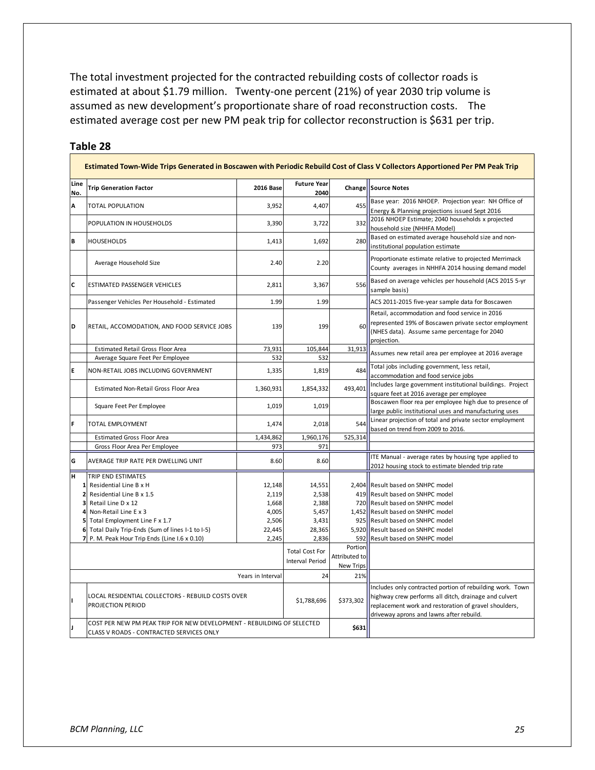The total investment projected for the contracted rebuilding costs of collector roads is estimated at about $1.79 million. Twenty-one percent (21%) of year 2030 trip volume is assumed as new development's proportionate share of road reconstruction costs. The estimated average cost per new PM peak trip for collector reconstruction is $631 per trip.

## Table 28

| Line No. | Trip Generation Factor | 2016 Base | Future Year 2040 | Change | Source Notes |
|---|---|---|---|---|---|
| | **Estimated Town-Wide Trips Generated in Boscawen with Periodic Rebuild Cost of Class V Collectors Apportioned Per PM Peak Trip** | | | | |
| A | TOTAL POPULATION | 3,952 | 4,407 | 455 | Base year: 2016 NHOEP. Projection year: NH Office of Energy & Planning projections issued Sept 2016 |
| | POPULATION IN HOUSEHOLDS | 3,390 | 3,722 | 332 | 2016 NHOEP Estimate; 2040 households x projected household size (NHHFA Model) |
| B | HOUSEHOLDS | 1,413 | 1,692 | 280 | Based on estimated average household size and non-institutional population estimate |
| | Average Household Size | 2.40 | 2.20 | | Proportionate estimate relative to projected Merrimack County averages in NHHFA 2014 housing demand model |
| C | ESTIMATED PASSENGER VEHICLES | 2,811 | 3,367 | 556 | Based on average vehicles per household (ACS 2015 5-yr sample basis) |
| | Passenger Vehicles Per Household - Estimated | 1.99 | 1.99 | | ACS 2011-2015 five-year sample data for Boscawen |
| D | RETAIL, ACCOMODATION, AND FOOD SERVICE JOBS | 139 | 199 | 60 | Retail, accommodation and food service in 2016 represented 19% of Boscawen private sector employment (NHES data). Assume same percentage for 2040 projection. |
| | Estimated Retail Gross Floor Area | 73,931 | 105,844 | 31,913 | Assumes new retail area per employee at 2016 average |
| | Average Square Feet Per Employee | 532 | 532 | | |
| E | NON-RETAIL JOBS INCLUDING GOVERNMENT | 1,335 | 1,819 | 484 | Total jobs including government, less retail, accommodation and food service jobs |
| | Estimated Non-Retail Gross Floor Area | 1,360,931 | 1,854,332 | 493,401 | Includes large government institutional buildings. Project square feet at 2016 average per employee |
| | Square Feet Per Employee | 1,019 | 1,019 | | Boscawen floor rea per employee high due to presence of large public institutional uses and manufacturing uses |
| F | TOTAL EMPLOYMENT | 1,474 | 2,018 | 544 | Linear projection of total and private sector employment based on trend from 2009 to 2016. |
| | Estimated Gross Floor Area | 1,434,862 | 1,960,176 | 525,314 | |
| | Gross Floor Area Per Employee | 973 | 971 | | |
| G | AVERAGE TRIP RATE PER DWELLING UNIT | 8.60 | 8.60 | | ITE Manual - average rates by housing type applied to 2012 housing stock to estimate blended trip rate |
| H | TRIP END ESTIMATES | | | | |
| 1 | Residential Line B x H | 12,148 | 14,551 | 2,404 | Result based on SNHPC model |
| 2 | Residential Line B x 1.5 | 2,119 | 2,538 | 419 | Result based on SNHPC model |
| 3 | Retail Line D x 12 | 1,668 | 2,388 | 720 | Result based on SNHPC model |
| 4 | Non-Retail Line E x 3 | 4,005 | 5,457 | 1,452 | Result based on SNHPC model |
| 5 | Total Employment Line F x 1.7 | 2,506 | 3,431 | 925 | Result based on SNHPC model |
| 6 | Total Daily Trip-Ends (Sum of lines I-1 to I-5) | 22,445 | 28,365 | 5,920 | Result based on SNHPC model |
| 7 | P. M. Peak Hour Trip Ends (Line I.6 x 0.10) | 2,245 | 2,836 | 592 | Result based on SNHPC model |
| | | | Total Cost For Interval Period | Portion Attributed to New Trips | |
| | | Years in Interval | 24 | 21% | |
| I | LOCAL RESIDENTIAL COLLECTORS - REBUILD COSTS OVER PROJECTION PERIOD | | $1,788,696 | $373,302 | Includes only contracted portion of rebuilding work. Town highway crew performs all ditch, drainage and culvert replacement work and restoration of gravel shoulders, driveway aprons and lawns after rebuild. |
| J | COST PER NEW PM PEAK TRIP FOR NEW DEVELOPMENT - REBUILDING OF SELECTED CLASS V ROADS - CONTRACTED SERVICES ONLY | | | **$631** | |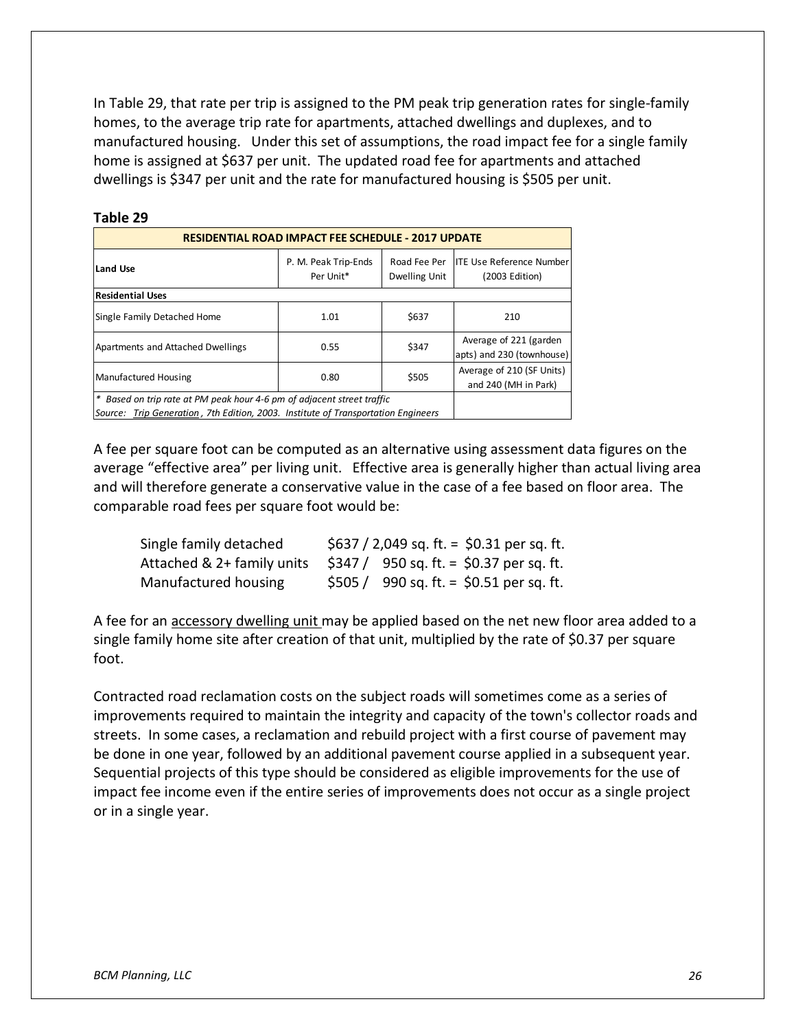In Table 29, that rate per trip is assigned to the PM peak trip generation rates for single-family homes, to the average trip rate for apartments, attached dwellings and duplexes, and to manufactured housing. Under this set of assumptions, the road impact fee for a single family home is assigned at $637 per unit. The updated road fee for apartments and attached dwellings is $347 per unit and the rate for manufactured housing is $505 per unit.

**Table 29**

| RESIDENTIAL ROAD IMPACT FEE SCHEDULE - 2017 UPDATE | | | |
|---|---|---|---|
| **Land Use** | P. M. Peak Trip-Ends Per Unit* | Road Fee Per Dwelling Unit | ITE Use Reference Number (2003 Edition) |
| **Residential Uses** | | | |
| Single Family Detached Home | 1.01 | $637 | 210 |
| Apartments and Attached Dwellings | 0.55 | $347 | Average of 221 (garden apts) and 230 (townhouse) |
| Manufactured Housing | 0.80 | $505 | Average of 210 (SF Units) and 240 (MH in Park) |
| *\* Based on trip rate at PM peak hour 4-6 pm of adjacent street traffic* | | | |
| *Source: Trip Generation, 7th Edition, 2003. Institute of Transportation Engineers* | | | |

A fee per square foot can be computed as an alternative using assessment data figures on the average "effective area" per living unit. Effective area is generally higher than actual living area and will therefore generate a conservative value in the case of a fee based on floor area. The comparable road fees per square foot would be:

| | |
|---|---|
| Single family detached | $637 / 2,049 sq. ft. = $0.31 per sq. ft. |
| Attached & 2+ family units | $347 / 950 sq. ft. = $0.37 per sq. ft. |
| Manufactured housing | $505 / 990 sq. ft. = $0.51 per sq. ft. |

A fee for an accessory dwelling unit may be applied based on the net new floor area added to a single family home site after creation of that unit, multiplied by the rate of $0.37 per square foot.

Contracted road reclamation costs on the subject roads will sometimes come as a series of improvements required to maintain the integrity and capacity of the town's collector roads and streets. In some cases, a reclamation and rebuild project with a first course of pavement may be done in one year, followed by an additional pavement course applied in a subsequent year. Sequential projects of this type should be considered as eligible improvements for the use of impact fee income even if the entire series of improvements does not occur as a single project or in a single year.